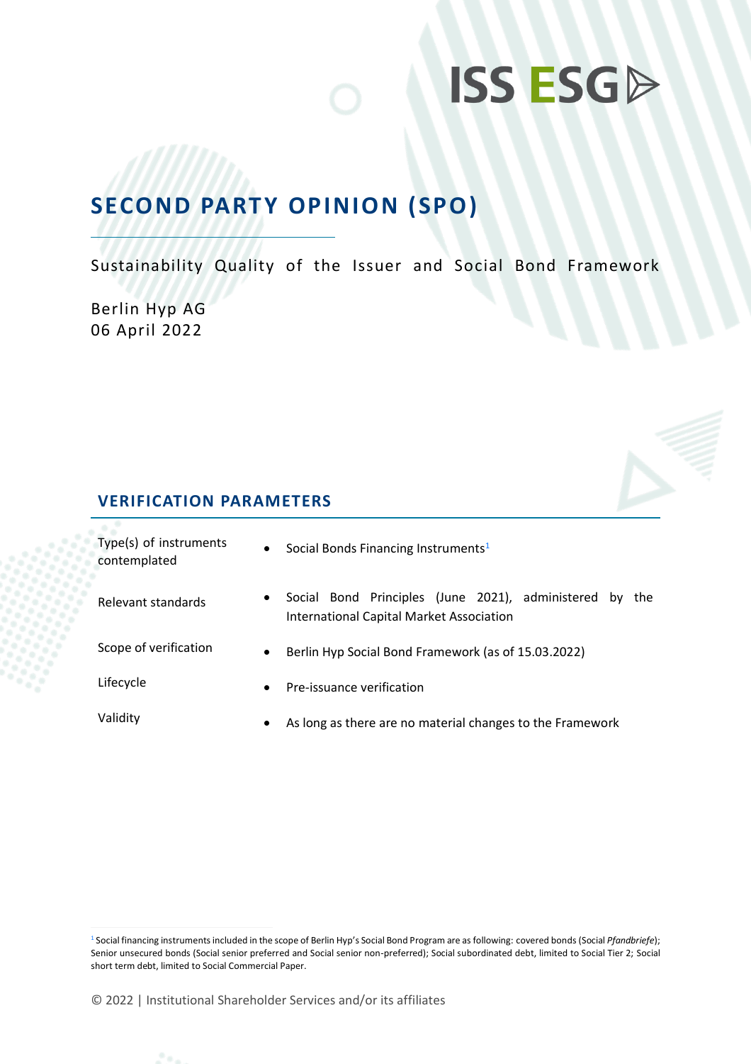ISS ESG

# SECOND PARTY OPINION (SPO)

Sustainability Quality of the Issuer and Social Bond Framework

Berlin Hyp AG
06 April 2022

## VERIFICATION PARAMETERS

| | |
|---|---|
| Type(s) of instruments contemplated | • Social Bonds Financing Instruments[1] |
| Relevant standards | • Social Bond Principles (June 2021), administered by the International Capital Market Association |
| Scope of verification | • Berlin Hyp Social Bond Framework (as of 15.03.2022) |
| Lifecycle | • Pre-issuance verification |
| Validity | • As long as there are no material changes to the Framework |

[1] Social financing instruments included in the scope of Berlin Hyp's Social Bond Program are as following: covered bonds (Social *Pfandbriefe*); Senior unsecured bonds (Social senior preferred and Social senior non-preferred); Social subordinated debt, limited to Social Tier 2; Social short term debt, limited to Social Commercial Paper.

© 2022 | Institutional Shareholder Services and/or its affiliates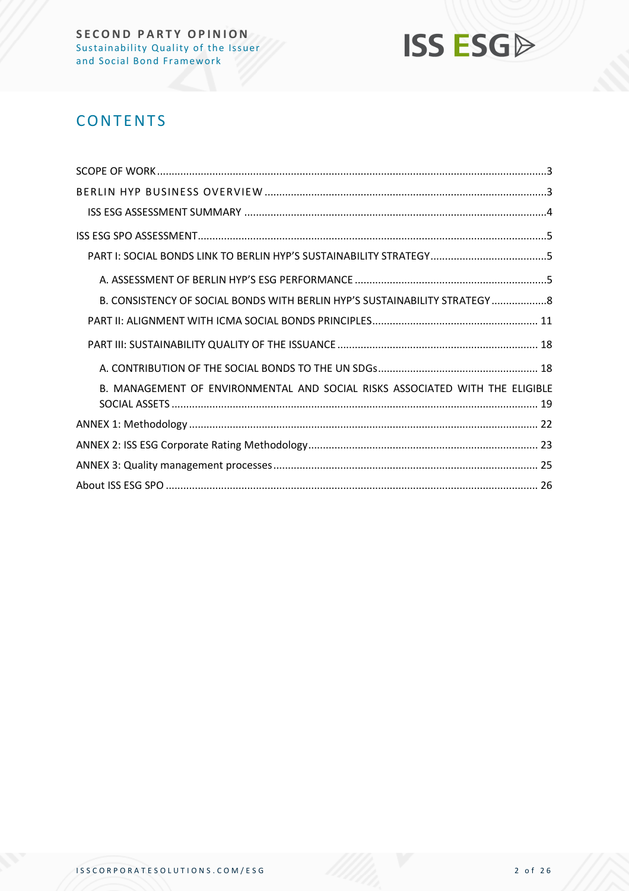## CONTENTS

SCOPE OF WORK .....3

BERLIN HYP BUSINESS OVERVIEW .....3

- ISS ESG ASSESSMENT SUMMARY .....4

ISS ESG SPO ASSESSMENT .....5

- PART I: SOCIAL BONDS LINK TO BERLIN HYP'S SUSTAINABILITY STRATEGY .....5
  - A. ASSESSMENT OF BERLIN HYP'S ESG PERFORMANCE .....5
  - B. CONSISTENCY OF SOCIAL BONDS WITH BERLIN HYP'S SUSTAINABILITY STRATEGY .....8
- PART II: ALIGNMENT WITH ICMA SOCIAL BONDS PRINCIPLES .....11
- PART III: SUSTAINABILITY QUALITY OF THE ISSUANCE .....18
  - A. CONTRIBUTION OF THE SOCIAL BONDS TO THE UN SDGs .....18
  - B. MANAGEMENT OF ENVIRONMENTAL AND SOCIAL RISKS ASSOCIATED WITH THE ELIGIBLE SOCIAL ASSETS .....19

ANNEX 1: Methodology .....22

ANNEX 2: ISS ESG Corporate Rating Methodology .....23

ANNEX 3: Quality management processes .....25

About ISS ESG SPO .....26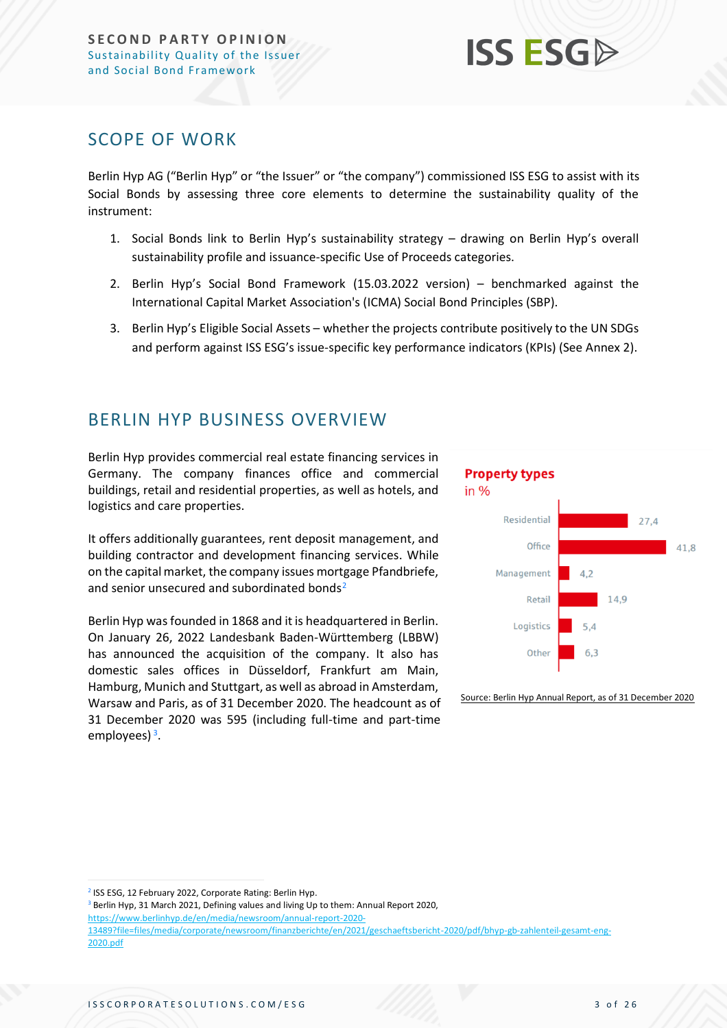## SCOPE OF WORK

Berlin Hyp AG ("Berlin Hyp" or "the Issuer" or "the company") commissioned ISS ESG to assist with its Social Bonds by assessing three core elements to determine the sustainability quality of the instrument:

1. Social Bonds link to Berlin Hyp's sustainability strategy – drawing on Berlin Hyp's overall sustainability profile and issuance-specific Use of Proceeds categories.
2. Berlin Hyp's Social Bond Framework (15.03.2022 version) – benchmarked against the International Capital Market Association's (ICMA) Social Bond Principles (SBP).
3. Berlin Hyp's Eligible Social Assets – whether the projects contribute positively to the UN SDGs and perform against ISS ESG's issue-specific key performance indicators (KPIs) (See Annex 2).

## BERLIN HYP BUSINESS OVERVIEW

Berlin Hyp provides commercial real estate financing services in Germany. The company finances office and commercial buildings, retail and residential properties, as well as hotels, and logistics and care properties.

It offers additionally guarantees, rent deposit management, and building contractor and development financing services. While on the capital market, the company issues mortgage Pfandbriefe, and senior unsecured and subordinated bonds[2]

Berlin Hyp was founded in 1868 and it is headquartered in Berlin. On January 26, 2022 Landesbank Baden-Württemberg (LBBW) has announced the acquisition of the company. It also has domestic sales offices in Düsseldorf, Frankfurt am Main, Hamburg, Munich and Stuttgart, as well as abroad in Amsterdam, Warsaw and Paris, as of 31 December 2020. The headcount as of 31 December 2020 was 595 (including full-time and part-time employees)[3].

**Property types**
in %

| Property type | % |
|---|---|
| Residential | 27,4 |
| Office | 41,8 |
| Management | 4,2 |
| Retail | 14,9 |
| Logistics | 5,4 |
| Other | 6,3 |

Source: Berlin Hyp Annual Report, as of 31 December 2020

[2] ISS ESG, 12 February 2022, Corporate Rating: Berlin Hyp.

[3] Berlin Hyp, 31 March 2021, Defining values and living Up to them: Annual Report 2020, https://www.berlinhyp.de/en/media/newsroom/annual-report-2020-13489?file=files/media/corporate/newsroom/finanzberichte/en/2021/geschaeftsbericht-2020/pdf/bhyp-gb-zahlenteil-gesamt-eng-2020.pdf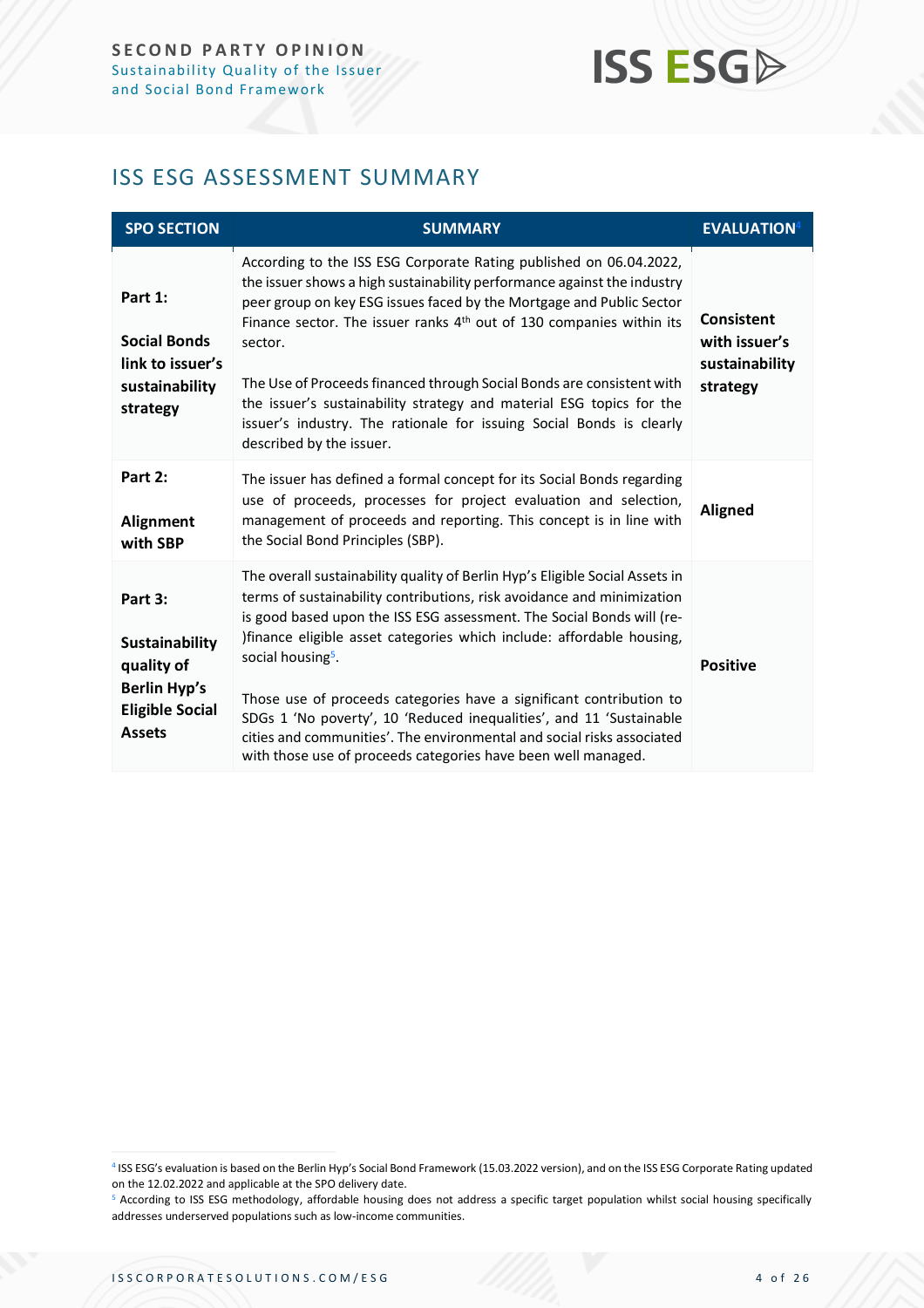## ISS ESG ASSESSMENT SUMMARY

| SPO SECTION | SUMMARY | EVALUATION[4] |
|---|---|---|
| **Part 1: Social Bonds link to issuer's sustainability strategy** | According to the ISS ESG Corporate Rating published on 06.04.2022, the issuer shows a high sustainability performance against the industry peer group on key ESG issues faced by the Mortgage and Public Sector Finance sector. The issuer ranks 4th out of 130 companies within its sector. <br><br> The Use of Proceeds financed through Social Bonds are consistent with the issuer's sustainability strategy and material ESG topics for the issuer's industry. The rationale for issuing Social Bonds is clearly described by the issuer. | **Consistent with issuer's sustainability strategy** |
| **Part 2: Alignment with SBP** | The issuer has defined a formal concept for its Social Bonds regarding use of proceeds, processes for project evaluation and selection, management of proceeds and reporting. This concept is in line with the Social Bond Principles (SBP). | **Aligned** |
| **Part 3: Sustainability quality of Berlin Hyp's Eligible Social Assets** | The overall sustainability quality of Berlin Hyp's Eligible Social Assets in terms of sustainability contributions, risk avoidance and minimization is good based upon the ISS ESG assessment. The Social Bonds will (re-)finance eligible asset categories which include: affordable housing, social housing[5]. <br><br> Those use of proceeds categories have a significant contribution to SDGs 1 'No poverty', 10 'Reduced inequalities', and 11 'Sustainable cities and communities'. The environmental and social risks associated with those use of proceeds categories have been well managed. | **Positive** |

[4] ISS ESG's evaluation is based on the Berlin Hyp's Social Bond Framework (15.03.2022 version), and on the ISS ESG Corporate Rating updated on the 12.02.2022 and applicable at the SPO delivery date.

[5] According to ISS ESG methodology, affordable housing does not address a specific target population whilst social housing specifically addresses underserved populations such as low-income communities.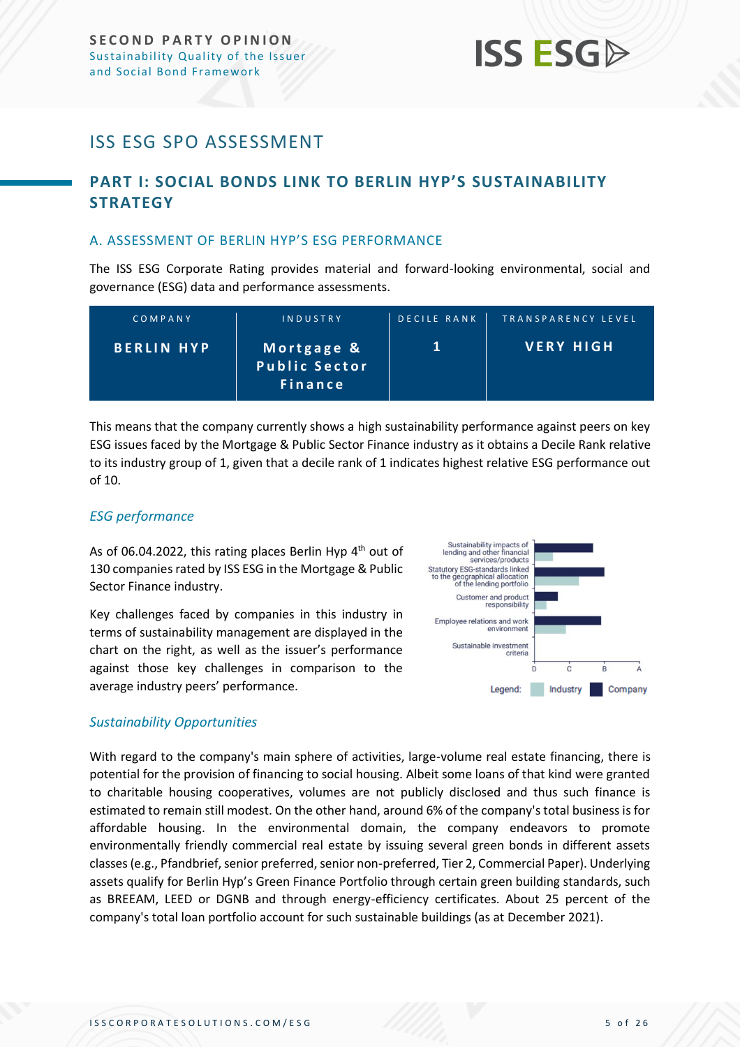# ISS ESG SPO ASSESSMENT

## PART I: SOCIAL BONDS LINK TO BERLIN HYP'S SUSTAINABILITY STRATEGY

### A. ASSESSMENT OF BERLIN HYP'S ESG PERFORMANCE

The ISS ESG Corporate Rating provides material and forward-looking environmental, social and governance (ESG) data and performance assessments.

| COMPANY | INDUSTRY | DECILE RANK | TRANSPARENCY LEVEL |
|---|---|---|---|
| **BERLIN HYP** | **Mortgage & Public Sector Finance** | **1** | **VERY HIGH** |

This means that the company currently shows a high sustainability performance against peers on key ESG issues faced by the Mortgage & Public Sector Finance industry as it obtains a Decile Rank relative to its industry group of 1, given that a decile rank of 1 indicates highest relative ESG performance out of 10.

#### *ESG performance*

As of 06.04.2022, this rating places Berlin Hyp 4th out of 130 companies rated by ISS ESG in the Mortgage & Public Sector Finance industry.

Key challenges faced by companies in this industry in terms of sustainability management are displayed in the chart on the right, as well as the issuer's performance against those key challenges in comparison to the average industry peers' performance.

#### *Sustainability Opportunities*

With regard to the company's main sphere of activities, large-volume real estate financing, there is potential for the provision of financing to social housing. Albeit some loans of that kind were granted to charitable housing cooperatives, volumes are not publicly disclosed and thus such finance is estimated to remain still modest. On the other hand, around 6% of the company's total business is for affordable housing. In the environmental domain, the company endeavors to promote environmentally friendly commercial real estate by issuing several green bonds in different assets classes (e.g., Pfandbrief, senior preferred, senior non-preferred, Tier 2, Commercial Paper). Underlying assets qualify for Berlin Hyp's Green Finance Portfolio through certain green building standards, such as BREEAM, LEED or DGNB and through energy-efficiency certificates. About 25 percent of the company's total loan portfolio account for such sustainable buildings (as at December 2021).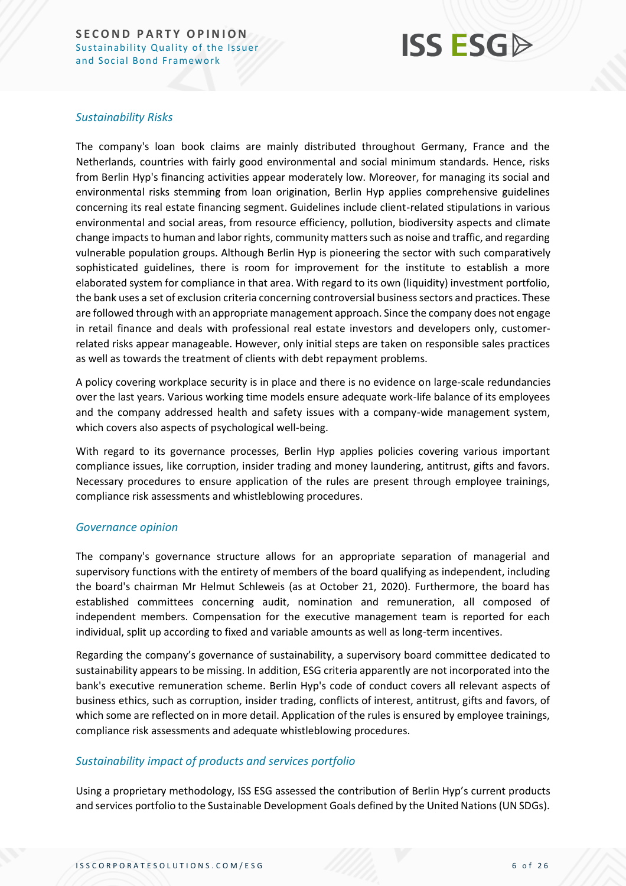### *Sustainability Risks*

The company's loan book claims are mainly distributed throughout Germany, France and the Netherlands, countries with fairly good environmental and social minimum standards. Hence, risks from Berlin Hyp's financing activities appear moderately low. Moreover, for managing its social and environmental risks stemming from loan origination, Berlin Hyp applies comprehensive guidelines concerning its real estate financing segment. Guidelines include client-related stipulations in various environmental and social areas, from resource efficiency, pollution, biodiversity aspects and climate change impacts to human and labor rights, community matters such as noise and traffic, and regarding vulnerable population groups. Although Berlin Hyp is pioneering the sector with such comparatively sophisticated guidelines, there is room for improvement for the institute to establish a more elaborated system for compliance in that area. With regard to its own (liquidity) investment portfolio, the bank uses a set of exclusion criteria concerning controversial business sectors and practices. These are followed through with an appropriate management approach. Since the company does not engage in retail finance and deals with professional real estate investors and developers only, customer-related risks appear manageable. However, only initial steps are taken on responsible sales practices as well as towards the treatment of clients with debt repayment problems.

A policy covering workplace security is in place and there is no evidence on large-scale redundancies over the last years. Various working time models ensure adequate work-life balance of its employees and the company addressed health and safety issues with a company-wide management system, which covers also aspects of psychological well-being.

With regard to its governance processes, Berlin Hyp applies policies covering various important compliance issues, like corruption, insider trading and money laundering, antitrust, gifts and favors. Necessary procedures to ensure application of the rules are present through employee trainings, compliance risk assessments and whistleblowing procedures.

### *Governance opinion*

The company's governance structure allows for an appropriate separation of managerial and supervisory functions with the entirety of members of the board qualifying as independent, including the board's chairman Mr Helmut Schleweis (as at October 21, 2020). Furthermore, the board has established committees concerning audit, nomination and remuneration, all composed of independent members. Compensation for the executive management team is reported for each individual, split up according to fixed and variable amounts as well as long-term incentives.

Regarding the company's governance of sustainability, a supervisory board committee dedicated to sustainability appears to be missing. In addition, ESG criteria apparently are not incorporated into the bank's executive remuneration scheme. Berlin Hyp's code of conduct covers all relevant aspects of business ethics, such as corruption, insider trading, conflicts of interest, antitrust, gifts and favors, of which some are reflected on in more detail. Application of the rules is ensured by employee trainings, compliance risk assessments and adequate whistleblowing procedures.

### *Sustainability impact of products and services portfolio*

Using a proprietary methodology, ISS ESG assessed the contribution of Berlin Hyp's current products and services portfolio to the Sustainable Development Goals defined by the United Nations (UN SDGs).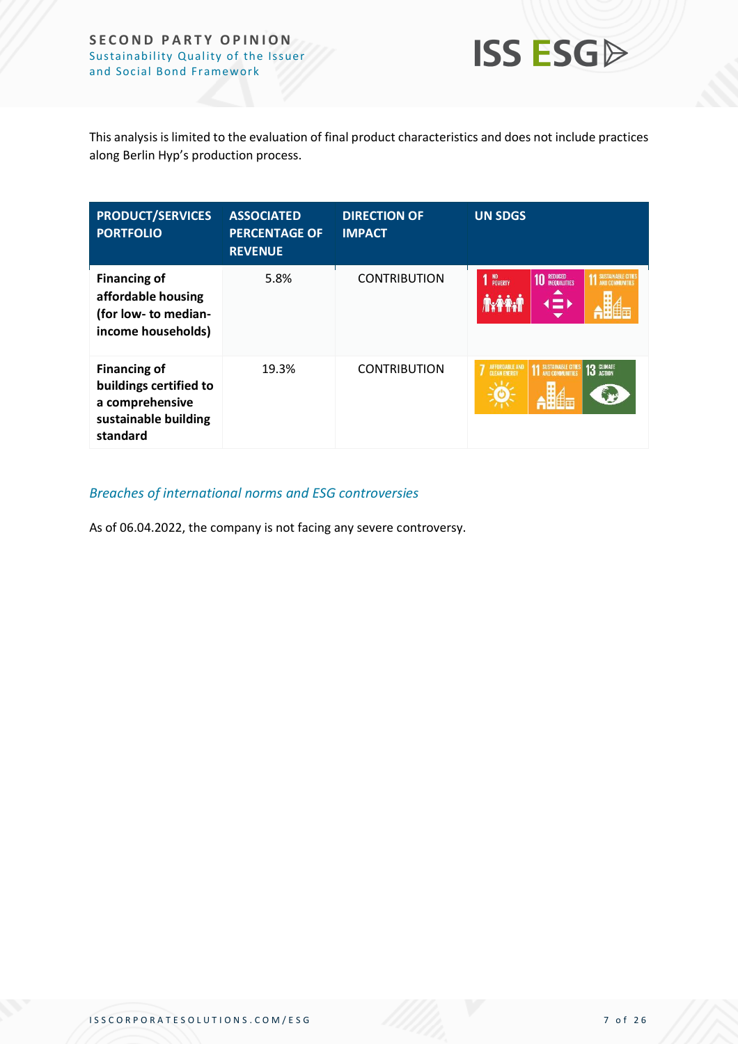This analysis is limited to the evaluation of final product characteristics and does not include practices along Berlin Hyp's production process.

| PRODUCT/SERVICES PORTFOLIO | ASSOCIATED PERCENTAGE OF REVENUE | DIRECTION OF IMPACT | UN SDGS |
|---|---|---|---|
| **Financing of affordable housing (for low- to median-income households)** | 5.8% | CONTRIBUTION | 1 No Poverty, 10 Reduced Inequalities, 11 Sustainable Cities and Communities |
| **Financing of buildings certified to a comprehensive sustainable building standard** | 19.3% | CONTRIBUTION | 7 Affordable and Clean Energy, 11 Sustainable Cities and Communities, 13 Climate Action |

*Breaches of international norms and ESG controversies*

As of 06.04.2022, the company is not facing any severe controversy.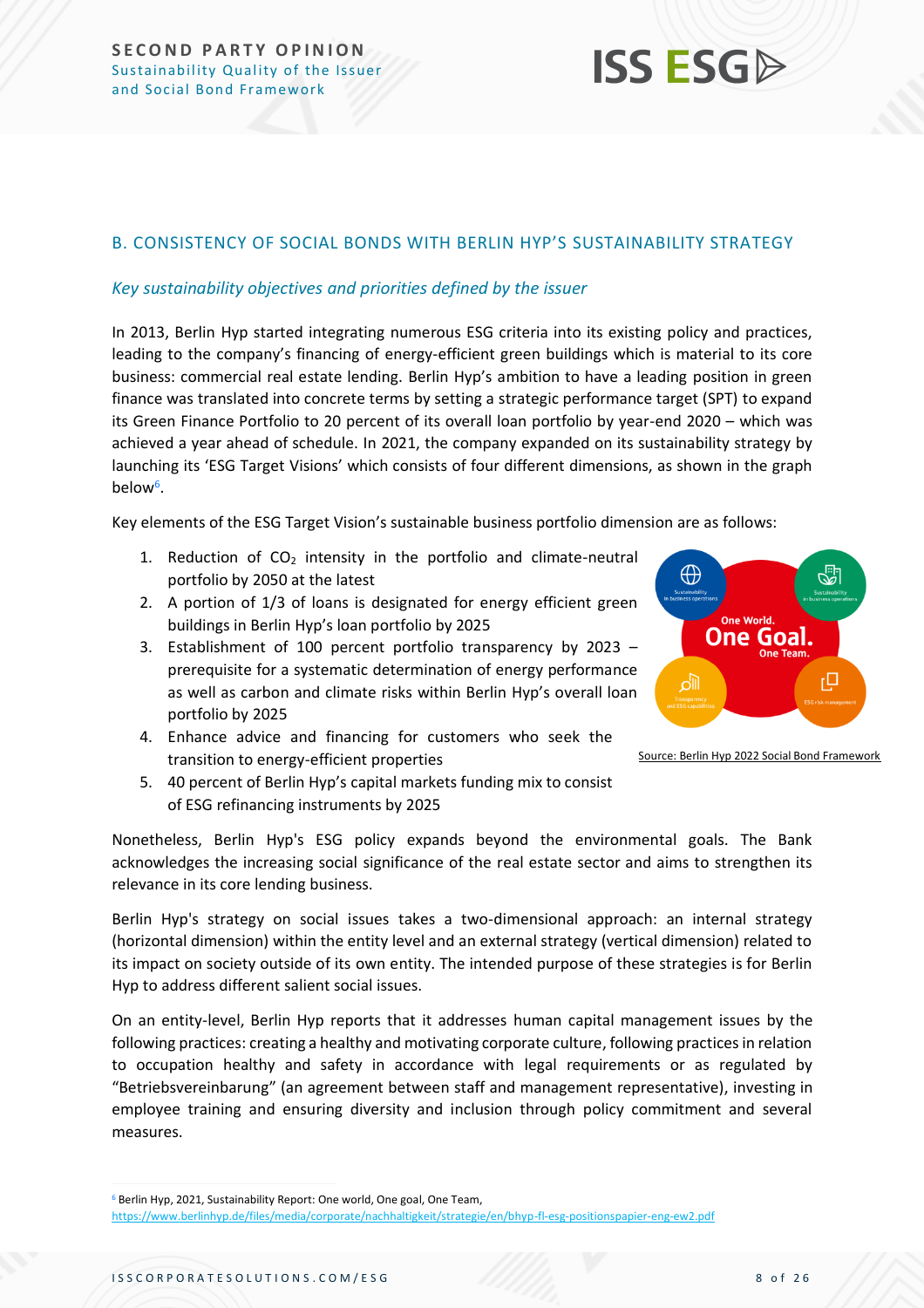## B. CONSISTENCY OF SOCIAL BONDS WITH BERLIN HYP'S SUSTAINABILITY STRATEGY

### *Key sustainability objectives and priorities defined by the issuer*

In 2013, Berlin Hyp started integrating numerous ESG criteria into its existing policy and practices, leading to the company's financing of energy-efficient green buildings which is material to its core business: commercial real estate lending. Berlin Hyp's ambition to have a leading position in green finance was translated into concrete terms by setting a strategic performance target (SPT) to expand its Green Finance Portfolio to 20 percent of its overall loan portfolio by year-end 2020 – which was achieved a year ahead of schedule. In 2021, the company expanded on its sustainability strategy by launching its 'ESG Target Visions' which consists of four different dimensions, as shown in the graph below[6].

Key elements of the ESG Target Vision's sustainable business portfolio dimension are as follows:

1. Reduction of $CO_2$ intensity in the portfolio and climate-neutral portfolio by 2050 at the latest
2. A portion of 1/3 of loans is designated for energy efficient green buildings in Berlin Hyp's loan portfolio by 2025
3. Establishment of 100 percent portfolio transparency by 2023 – prerequisite for a systematic determination of energy performance as well as carbon and climate risks within Berlin Hyp's overall loan portfolio by 2025
4. Enhance advice and financing for customers who seek the transition to energy-efficient properties
5. 40 percent of Berlin Hyp's capital markets funding mix to consist of ESG refinancing instruments by 2025

Source: Berlin Hyp 2022 Social Bond Framework

Nonetheless, Berlin Hyp's ESG policy expands beyond the environmental goals. The Bank acknowledges the increasing social significance of the real estate sector and aims to strengthen its relevance in its core lending business.

Berlin Hyp's strategy on social issues takes a two-dimensional approach: an internal strategy (horizontal dimension) within the entity level and an external strategy (vertical dimension) related to its impact on society outside of its own entity. The intended purpose of these strategies is for Berlin Hyp to address different salient social issues.

On an entity-level, Berlin Hyp reports that it addresses human capital management issues by the following practices: creating a healthy and motivating corporate culture, following practices in relation to occupation healthy and safety in accordance with legal requirements or as regulated by "Betriebsvereinbarung" (an agreement between staff and management representative), investing in employee training and ensuring diversity and inclusion through policy commitment and several measures.

[6] Berlin Hyp, 2021, Sustainability Report: One world, One goal, One Team, https://www.berlinhyp.de/files/media/corporate/nachhaltigkeit/strategie/en/bhyp-fl-esg-positionspapier-eng-ew2.pdf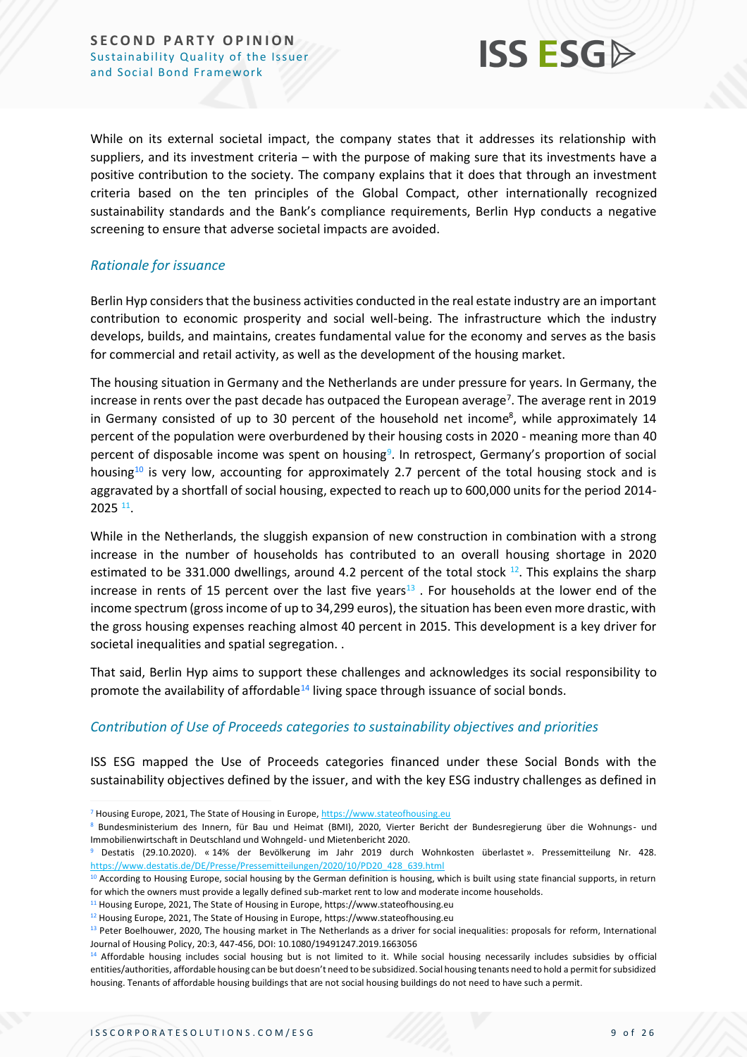While on its external societal impact, the company states that it addresses its relationship with suppliers, and its investment criteria – with the purpose of making sure that its investments have a positive contribution to the society. The company explains that it does that through an investment criteria based on the ten principles of the Global Compact, other internationally recognized sustainability standards and the Bank's compliance requirements, Berlin Hyp conducts a negative screening to ensure that adverse societal impacts are avoided.

### *Rationale for issuance*

Berlin Hyp considers that the business activities conducted in the real estate industry are an important contribution to economic prosperity and social well-being. The infrastructure which the industry develops, builds, and maintains, creates fundamental value for the economy and serves as the basis for commercial and retail activity, as well as the development of the housing market.

The housing situation in Germany and the Netherlands are under pressure for years. In Germany, the increase in rents over the past decade has outpaced the European average[7]. The average rent in 2019 in Germany consisted of up to 30 percent of the household net income[8], while approximately 14 percent of the population were overburdened by their housing costs in 2020 - meaning more than 40 percent of disposable income was spent on housing[9]. In retrospect, Germany's proportion of social housing[10] is very low, accounting for approximately 2.7 percent of the total housing stock and is aggravated by a shortfall of social housing, expected to reach up to 600,000 units for the period 2014-2025 [11].

While in the Netherlands, the sluggish expansion of new construction in combination with a strong increase in the number of households has contributed to an overall housing shortage in 2020 estimated to be 331.000 dwellings, around 4.2 percent of the total stock [12]. This explains the sharp increase in rents of 15 percent over the last five years[13] . For households at the lower end of the income spectrum (gross income of up to 34,299 euros), the situation has been even more drastic, with the gross housing expenses reaching almost 40 percent in 2015. This development is a key driver for societal inequalities and spatial segregation. .

That said, Berlin Hyp aims to support these challenges and acknowledges its social responsibility to promote the availability of affordable[14] living space through issuance of social bonds.

### *Contribution of Use of Proceeds categories to sustainability objectives and priorities*

ISS ESG mapped the Use of Proceeds categories financed under these Social Bonds with the sustainability objectives defined by the issuer, and with the key ESG industry challenges as defined in

---

[7] Housing Europe, 2021, The State of Housing in Europe, https://www.stateofhousing.eu

[8] Bundesministerium des Innern, für Bau und Heimat (BMI), 2020, Vierter Bericht der Bundesregierung über die Wohnungs- und Immobilienwirtschaft in Deutschland und Wohngeld- und Mietenbericht 2020.

[9] Destatis (29.10.2020). « 14% der Bevölkerung im Jahr 2019 durch Wohnkosten überlastet ». Pressemitteilung Nr. 428. https://www.destatis.de/DE/Presse/Pressemitteilungen/2020/10/PD20_428_639.html

[10] According to Housing Europe, social housing by the German definition is housing, which is built using state financial supports, in return for which the owners must provide a legally defined sub-market rent to low and moderate income households.

[11] Housing Europe, 2021, The State of Housing in Europe, https://www.stateofhousing.eu

[12] Housing Europe, 2021, The State of Housing in Europe, https://www.stateofhousing.eu

[13] Peter Boelhouwer, 2020, The housing market in The Netherlands as a driver for social inequalities: proposals for reform, International Journal of Housing Policy, 20:3, 447-456, DOI: 10.1080/19491247.2019.1663056

[14] Affordable housing includes social housing but is not limited to it. While social housing necessarily includes subsidies by official entities/authorities, affordable housing can be but doesn't need to be subsidized. Social housing tenants need to hold a permit for subsidized housing. Tenants of affordable housing buildings that are not social housing buildings do not need to have such a permit.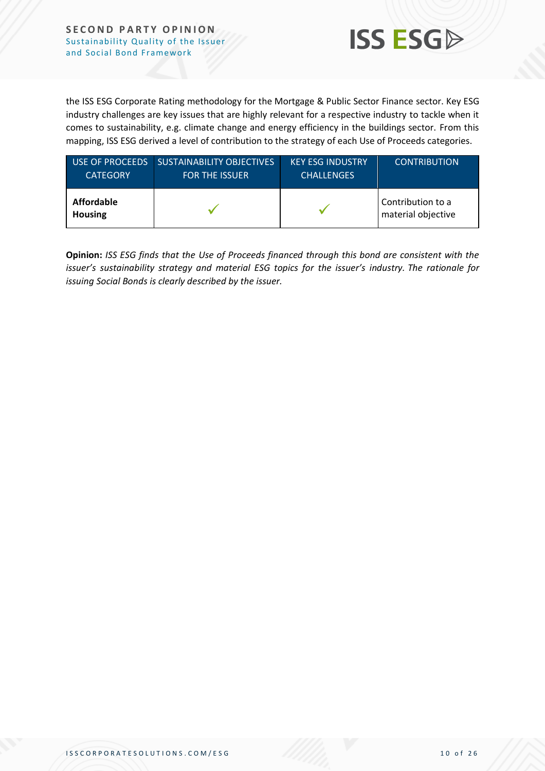the ISS ESG Corporate Rating methodology for the Mortgage & Public Sector Finance sector. Key ESG industry challenges are key issues that are highly relevant for a respective industry to tackle when it comes to sustainability, e.g. climate change and energy efficiency in the buildings sector. From this mapping, ISS ESG derived a level of contribution to the strategy of each Use of Proceeds categories.

| USE OF PROCEEDS CATEGORY | SUSTAINABILITY OBJECTIVES FOR THE ISSUER | KEY ESG INDUSTRY CHALLENGES | CONTRIBUTION |
|---|---|---|---|
| **Affordable Housing** | ✓ | ✓ | Contribution to a material objective |

**Opinion:** *ISS ESG finds that the Use of Proceeds financed through this bond are consistent with the issuer's sustainability strategy and material ESG topics for the issuer's industry. The rationale for issuing Social Bonds is clearly described by the issuer.*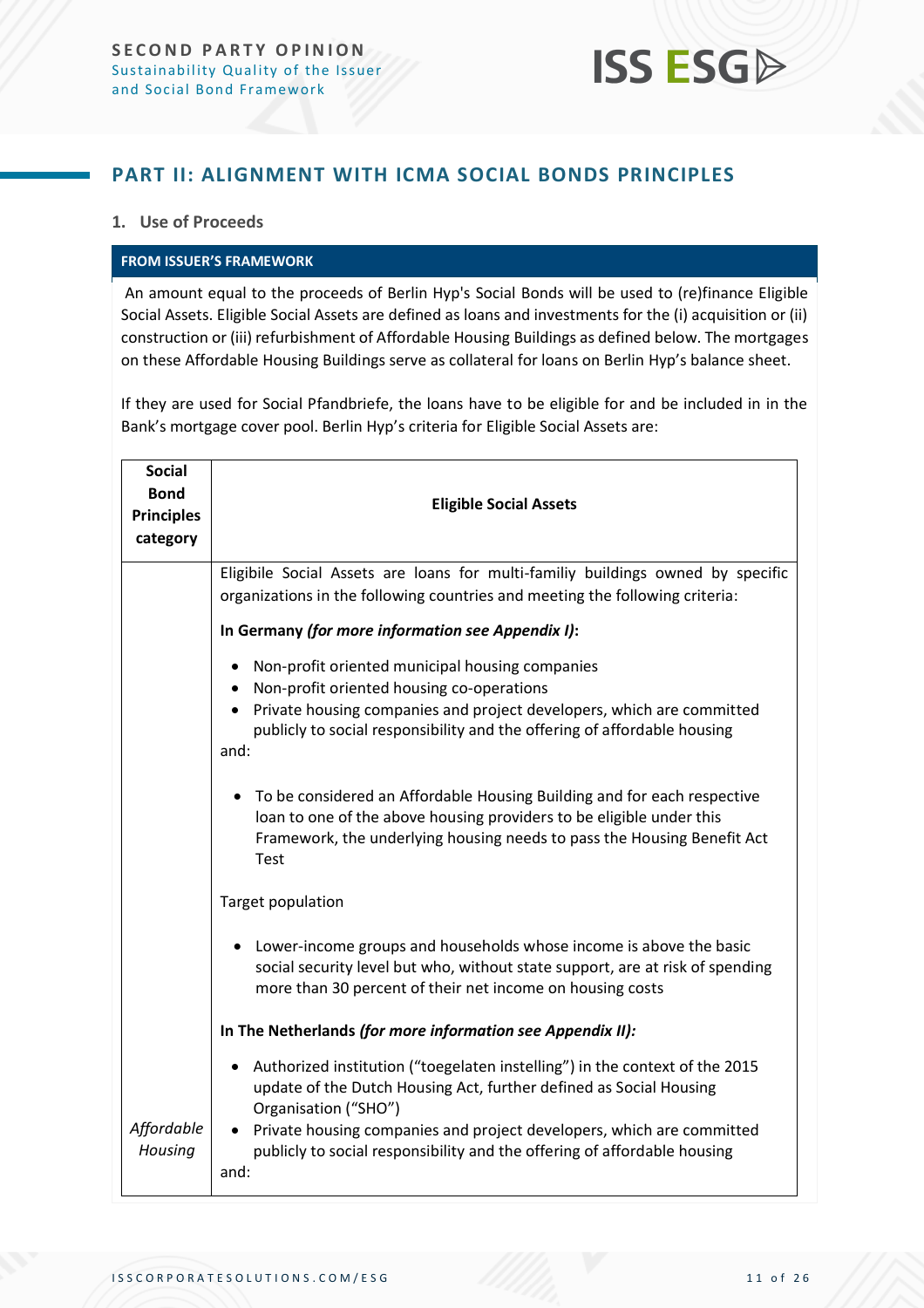## PART II: ALIGNMENT WITH ICMA SOCIAL BONDS PRINCIPLES

### 1. Use of Proceeds

**FROM ISSUER'S FRAMEWORK**

An amount equal to the proceeds of Berlin Hyp's Social Bonds will be used to (re)finance Eligible Social Assets. Eligible Social Assets are defined as loans and investments for the (i) acquisition or (ii) construction or (iii) refurbishment of Affordable Housing Buildings as defined below. The mortgages on these Affordable Housing Buildings serve as collateral for loans on Berlin Hyp's balance sheet.

If they are used for Social Pfandbriefe, the loans have to be eligible for and be included in in the Bank's mortgage cover pool. Berlin Hyp's criteria for Eligible Social Assets are:

| Social Bond Principles category | Eligible Social Assets |
|---|---|
| *Affordable Housing* | Eligibile Social Assets are loans for multi-familiy buildings owned by specific organizations in the following countries and meeting the following criteria:<br><br>**In Germany *(for more information see Appendix I)*:**<br><br>• Non-profit oriented municipal housing companies<br>• Non-profit oriented housing co-operations<br>• Private housing companies and project developers, which are committed publicly to social responsibility and the offering of affordable housing<br><br>and:<br><br>• To be considered an Affordable Housing Building and for each respective loan to one of the above housing providers to be eligible under this Framework, the underlying housing needs to pass the Housing Benefit Act Test<br><br>Target population<br><br>• Lower-income groups and households whose income is above the basic social security level but who, without state support, are at risk of spending more than 30 percent of their net income on housing costs<br><br>**In The Netherlands *(for more information see Appendix II)*:**<br><br>• Authorized institution ("toegelaten instelling") in the context of the 2015 update of the Dutch Housing Act, further defined as Social Housing Organisation ("SHO")<br>• Private housing companies and project developers, which are committed publicly to social responsibility and the offering of affordable housing<br><br>and: |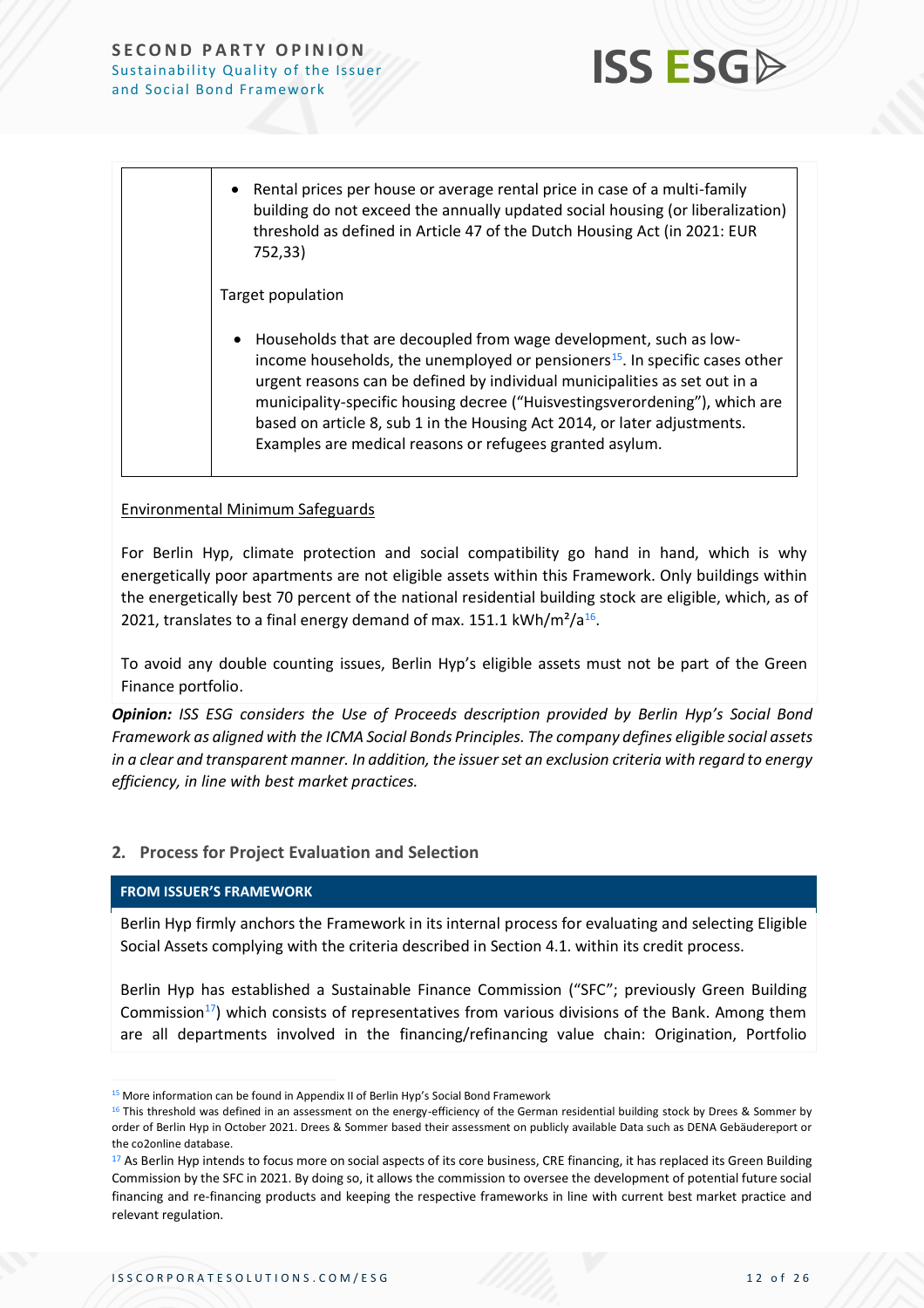| | • Rental prices per house or average rental price in case of a multi-family building do not exceed the annually updated social housing (or liberalization) threshold as defined in Article 47 of the Dutch Housing Act (in 2021: EUR 752,33)<br><br>Target population<br><br>• Households that are decoupled from wage development, such as low-income households, the unemployed or pensioners[15]. In specific cases other urgent reasons can be defined by individual municipalities as set out in a municipality-specific housing decree ("Huisvestingsverordening"), which are based on article 8, sub 1 in the Housing Act 2014, or later adjustments. Examples are medical reasons or refugees granted asylum. |
|---|---|

Environmental Minimum Safeguards

For Berlin Hyp, climate protection and social compatibility go hand in hand, which is why energetically poor apartments are not eligible assets within this Framework. Only buildings within the energetically best 70 percent of the national residential building stock are eligible, which, as of 2021, translates to a final energy demand of max. 151.1 kWh/m²/a[16].

To avoid any double counting issues, Berlin Hyp's eligible assets must not be part of the Green Finance portfolio.

***Opinion:*** *ISS ESG considers the Use of Proceeds description provided by Berlin Hyp's Social Bond Framework as aligned with the ICMA Social Bonds Principles. The company defines eligible social assets in a clear and transparent manner. In addition, the issuer set an exclusion criteria with regard to energy efficiency, in line with best market practices.*

## 2. Process for Project Evaluation and Selection

**FROM ISSUER'S FRAMEWORK**

Berlin Hyp firmly anchors the Framework in its internal process for evaluating and selecting Eligible Social Assets complying with the criteria described in Section 4.1. within its credit process.

Berlin Hyp has established a Sustainable Finance Commission ("SFC"; previously Green Building Commission[17]) which consists of representatives from various divisions of the Bank. Among them are all departments involved in the financing/refinancing value chain: Origination, Portfolio

---

[15] More information can be found in Appendix II of Berlin Hyp's Social Bond Framework

[16] This threshold was defined in an assessment on the energy-efficiency of the German residential building stock by Drees & Sommer by order of Berlin Hyp in October 2021. Drees & Sommer based their assessment on publicly available Data such as DENA Gebäudereport or the co2online database.

[17] As Berlin Hyp intends to focus more on social aspects of its core business, CRE financing, it has replaced its Green Building Commission by the SFC in 2021. By doing so, it allows the commission to oversee the development of potential future social financing and re-financing products and keeping the respective frameworks in line with current best market practice and relevant regulation.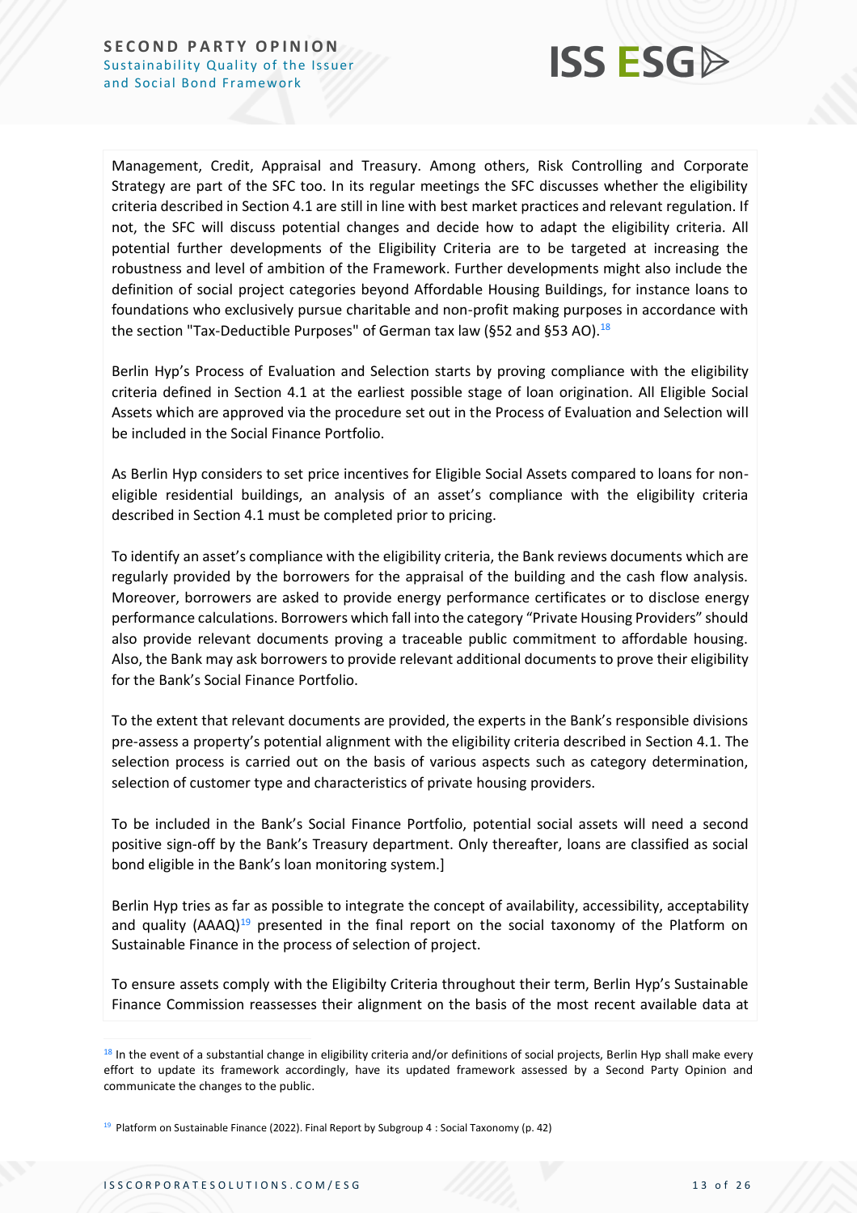Management, Credit, Appraisal and Treasury. Among others, Risk Controlling and Corporate Strategy are part of the SFC too. In its regular meetings the SFC discusses whether the eligibility criteria described in Section 4.1 are still in line with best market practices and relevant regulation. If not, the SFC will discuss potential changes and decide how to adapt the eligibility criteria. All potential further developments of the Eligibility Criteria are to be targeted at increasing the robustness and level of ambition of the Framework. Further developments might also include the definition of social project categories beyond Affordable Housing Buildings, for instance loans to foundations who exclusively pursue charitable and non-profit making purposes in accordance with the section "Tax-Deductible Purposes" of German tax law (§52 and §53 AO).[18]

Berlin Hyp's Process of Evaluation and Selection starts by proving compliance with the eligibility criteria defined in Section 4.1 at the earliest possible stage of loan origination. All Eligible Social Assets which are approved via the procedure set out in the Process of Evaluation and Selection will be included in the Social Finance Portfolio.

As Berlin Hyp considers to set price incentives for Eligible Social Assets compared to loans for non-eligible residential buildings, an analysis of an asset's compliance with the eligibility criteria described in Section 4.1 must be completed prior to pricing.

To identify an asset's compliance with the eligibility criteria, the Bank reviews documents which are regularly provided by the borrowers for the appraisal of the building and the cash flow analysis. Moreover, borrowers are asked to provide energy performance certificates or to disclose energy performance calculations. Borrowers which fall into the category "Private Housing Providers" should also provide relevant documents proving a traceable public commitment to affordable housing. Also, the Bank may ask borrowers to provide relevant additional documents to prove their eligibility for the Bank's Social Finance Portfolio.

To the extent that relevant documents are provided, the experts in the Bank's responsible divisions pre-assess a property's potential alignment with the eligibility criteria described in Section 4.1. The selection process is carried out on the basis of various aspects such as category determination, selection of customer type and characteristics of private housing providers.

To be included in the Bank's Social Finance Portfolio, potential social assets will need a second positive sign-off by the Bank's Treasury department. Only thereafter, loans are classified as social bond eligible in the Bank's loan monitoring system.]

Berlin Hyp tries as far as possible to integrate the concept of availability, accessibility, acceptability and quality (AAAQ)[19] presented in the final report on the social taxonomy of the Platform on Sustainable Finance in the process of selection of project.

To ensure assets comply with the Eligibilty Criteria throughout their term, Berlin Hyp's Sustainable Finance Commission reassesses their alignment on the basis of the most recent available data at

---

[18] In the event of a substantial change in eligibility criteria and/or definitions of social projects, Berlin Hyp shall make every effort to update its framework accordingly, have its updated framework assessed by a Second Party Opinion and communicate the changes to the public.

[19] Platform on Sustainable Finance (2022). Final Report by Subgroup 4 : Social Taxonomy (p. 42)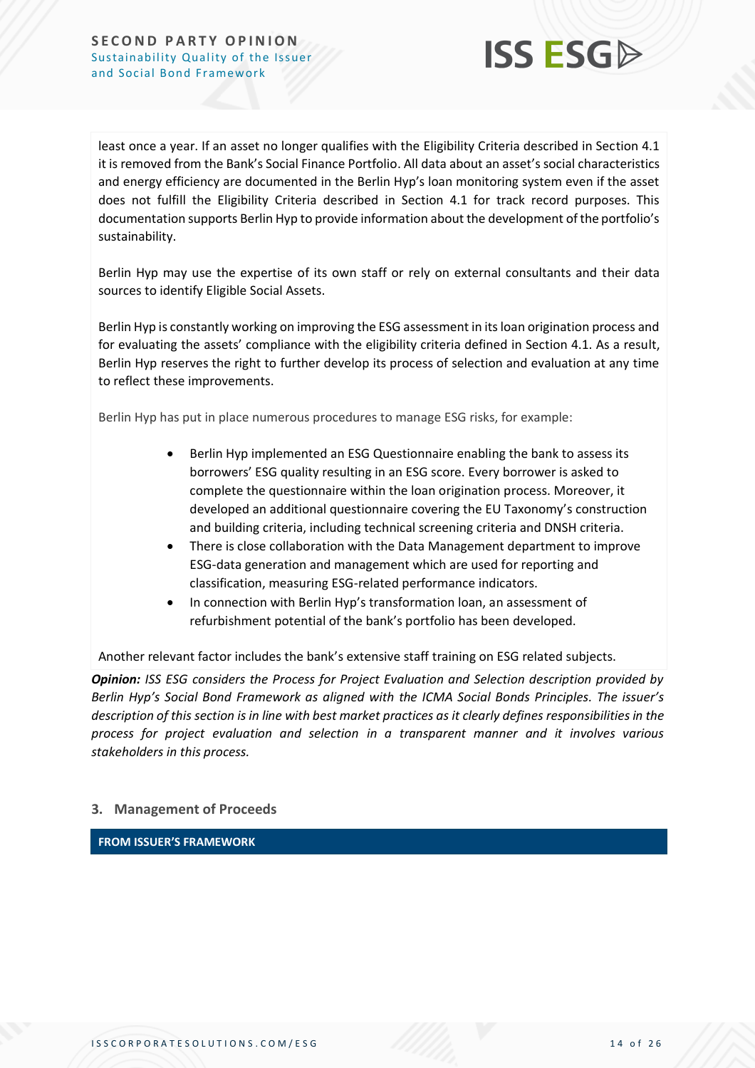least once a year. If an asset no longer qualifies with the Eligibility Criteria described in Section 4.1 it is removed from the Bank's Social Finance Portfolio. All data about an asset's social characteristics and energy efficiency are documented in the Berlin Hyp's loan monitoring system even if the asset does not fulfill the Eligibility Criteria described in Section 4.1 for track record purposes. This documentation supports Berlin Hyp to provide information about the development of the portfolio's sustainability.

Berlin Hyp may use the expertise of its own staff or rely on external consultants and their data sources to identify Eligible Social Assets.

Berlin Hyp is constantly working on improving the ESG assessment in its loan origination process and for evaluating the assets' compliance with the eligibility criteria defined in Section 4.1. As a result, Berlin Hyp reserves the right to further develop its process of selection and evaluation at any time to reflect these improvements.

Berlin Hyp has put in place numerous procedures to manage ESG risks, for example:

- Berlin Hyp implemented an ESG Questionnaire enabling the bank to assess its borrowers' ESG quality resulting in an ESG score. Every borrower is asked to complete the questionnaire within the loan origination process. Moreover, it developed an additional questionnaire covering the EU Taxonomy's construction and building criteria, including technical screening criteria and DNSH criteria.
- There is close collaboration with the Data Management department to improve ESG-data generation and management which are used for reporting and classification, measuring ESG-related performance indicators.
- In connection with Berlin Hyp's transformation loan, an assessment of refurbishment potential of the bank's portfolio has been developed.

Another relevant factor includes the bank's extensive staff training on ESG related subjects.

***Opinion:*** *ISS ESG considers the Process for Project Evaluation and Selection description provided by Berlin Hyp's Social Bond Framework as aligned with the ICMA Social Bonds Principles. The issuer's description of this section is in line with best market practices as it clearly defines responsibilities in the process for project evaluation and selection in a transparent manner and it involves various stakeholders in this process.*

## 3. Management of Proceeds

**FROM ISSUER'S FRAMEWORK**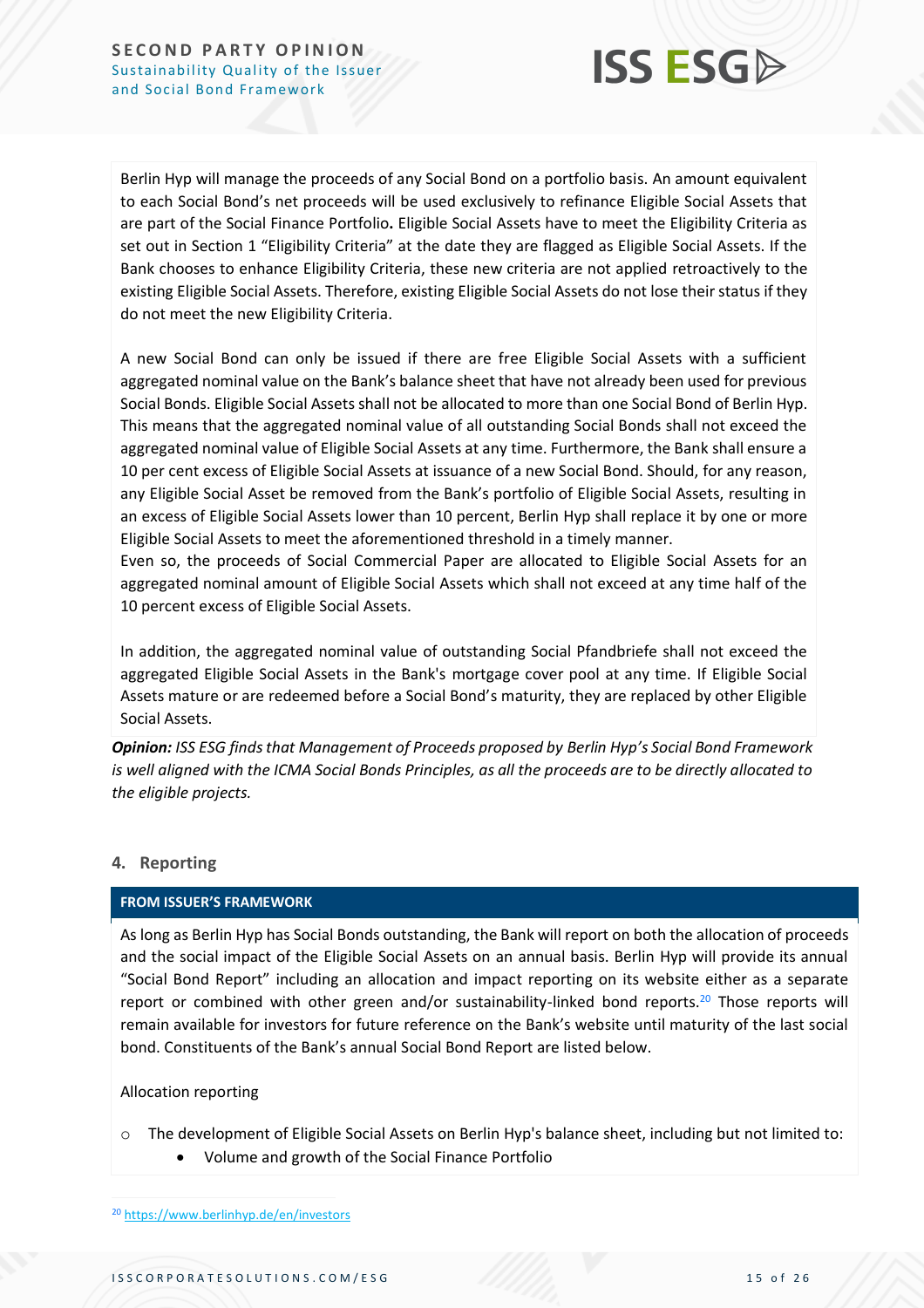Berlin Hyp will manage the proceeds of any Social Bond on a portfolio basis. An amount equivalent to each Social Bond's net proceeds will be used exclusively to refinance Eligible Social Assets that are part of the Social Finance Portfolio**.** Eligible Social Assets have to meet the Eligibility Criteria as set out in Section 1 "Eligibility Criteria" at the date they are flagged as Eligible Social Assets. If the Bank chooses to enhance Eligibility Criteria, these new criteria are not applied retroactively to the existing Eligible Social Assets. Therefore, existing Eligible Social Assets do not lose their status if they do not meet the new Eligibility Criteria.

A new Social Bond can only be issued if there are free Eligible Social Assets with a sufficient aggregated nominal value on the Bank's balance sheet that have not already been used for previous Social Bonds. Eligible Social Assets shall not be allocated to more than one Social Bond of Berlin Hyp. This means that the aggregated nominal value of all outstanding Social Bonds shall not exceed the aggregated nominal value of Eligible Social Assets at any time. Furthermore, the Bank shall ensure a 10 per cent excess of Eligible Social Assets at issuance of a new Social Bond. Should, for any reason, any Eligible Social Asset be removed from the Bank's portfolio of Eligible Social Assets, resulting in an excess of Eligible Social Assets lower than 10 percent, Berlin Hyp shall replace it by one or more Eligible Social Assets to meet the aforementioned threshold in a timely manner.
Even so, the proceeds of Social Commercial Paper are allocated to Eligible Social Assets for an aggregated nominal amount of Eligible Social Assets which shall not exceed at any time half of the 10 percent excess of Eligible Social Assets.

In addition, the aggregated nominal value of outstanding Social Pfandbriefe shall not exceed the aggregated Eligible Social Assets in the Bank's mortgage cover pool at any time. If Eligible Social Assets mature or are redeemed before a Social Bond's maturity, they are replaced by other Eligible Social Assets.

***Opinion:*** *ISS ESG finds that Management of Proceeds proposed by Berlin Hyp's Social Bond Framework is well aligned with the ICMA Social Bonds Principles, as all the proceeds are to be directly allocated to the eligible projects.*

## 4. Reporting

**FROM ISSUER'S FRAMEWORK**

As long as Berlin Hyp has Social Bonds outstanding, the Bank will report on both the allocation of proceeds and the social impact of the Eligible Social Assets on an annual basis. Berlin Hyp will provide its annual "Social Bond Report" including an allocation and impact reporting on its website either as a separate report or combined with other green and/or sustainability-linked bond reports.[20] Those reports will remain available for investors for future reference on the Bank's website until maturity of the last social bond. Constituents of the Bank's annual Social Bond Report are listed below.

Allocation reporting

- The development of Eligible Social Assets on Berlin Hyp's balance sheet, including but not limited to:
    - Volume and growth of the Social Finance Portfolio

[20] https://www.berlinhyp.de/en/investors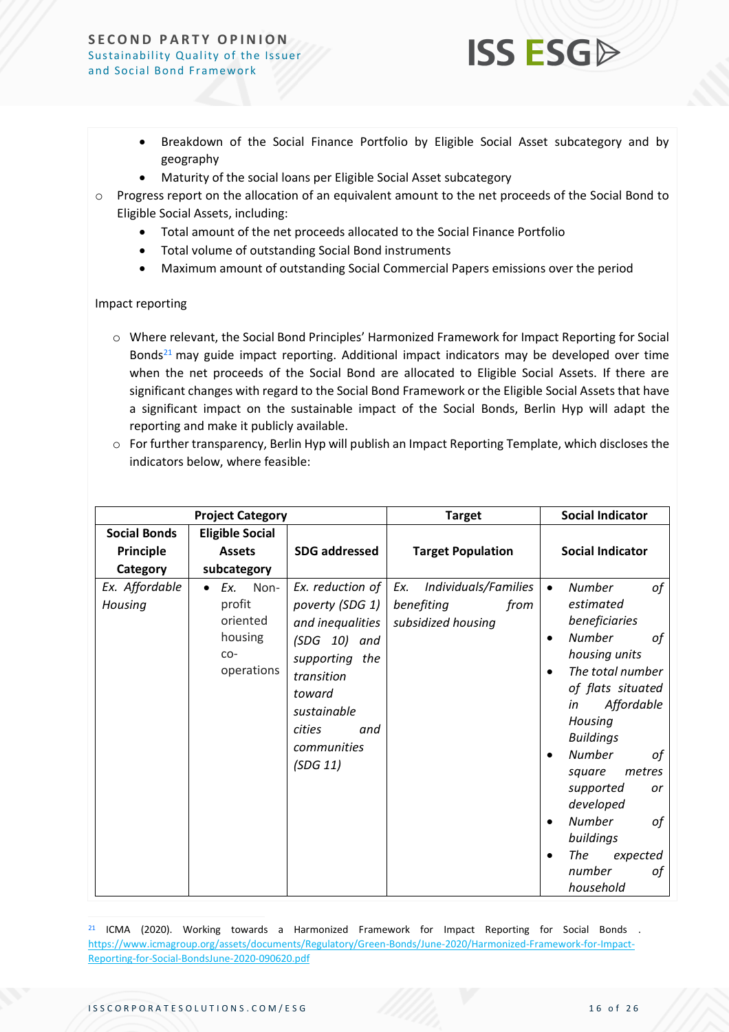- Breakdown of the Social Finance Portfolio by Eligible Social Asset subcategory and by geography
- Maturity of the social loans per Eligible Social Asset subcategory

- Progress report on the allocation of an equivalent amount to the net proceeds of the Social Bond to Eligible Social Assets, including:
  - Total amount of the net proceeds allocated to the Social Finance Portfolio
  - Total volume of outstanding Social Bond instruments
  - Maximum amount of outstanding Social Commercial Papers emissions over the period

Impact reporting

- Where relevant, the Social Bond Principles' Harmonized Framework for Impact Reporting for Social Bonds[21] may guide impact reporting. Additional impact indicators may be developed over time when the net proceeds of the Social Bond are allocated to Eligible Social Assets. If there are significant changes with regard to the Social Bond Framework or the Eligible Social Assets that have a significant impact on the sustainable impact of the Social Bonds, Berlin Hyp will adapt the reporting and make it publicly available.
- For further transparency, Berlin Hyp will publish an Impact Reporting Template, which discloses the indicators below, where feasible:

| **Project Category** | | | **Target** | **Social Indicator** |
|---|---|---|---|---|
| **Social Bonds Principle Category** | **Eligible Social Assets subcategory** | **SDG addressed** | **Target Population** | **Social Indicator** |
| *Ex. Affordable Housing* | • *Ex.* Non-profit oriented housing co-operations | *Ex. reduction of poverty (SDG 1) and inequalities (SDG 10) and supporting the transition toward sustainable cities and communities (SDG 11)* | *Ex. Individuals/Families benefiting from subsidized housing* | • *Number of estimated beneficiaries* <br> • *Number of housing units* <br> • *The total number of flats situated in Affordable Housing Buildings* <br> • *Number of square metres supported or developed* <br> • *Number of buildings* <br> • *The expected number of household* |

[21] ICMA (2020). Working towards a Harmonized Framework for Impact Reporting for Social Bonds . https://www.icmagroup.org/assets/documents/Regulatory/Green-Bonds/June-2020/Harmonized-Framework-for-Impact-Reporting-for-Social-BondsJune-2020-090620.pdf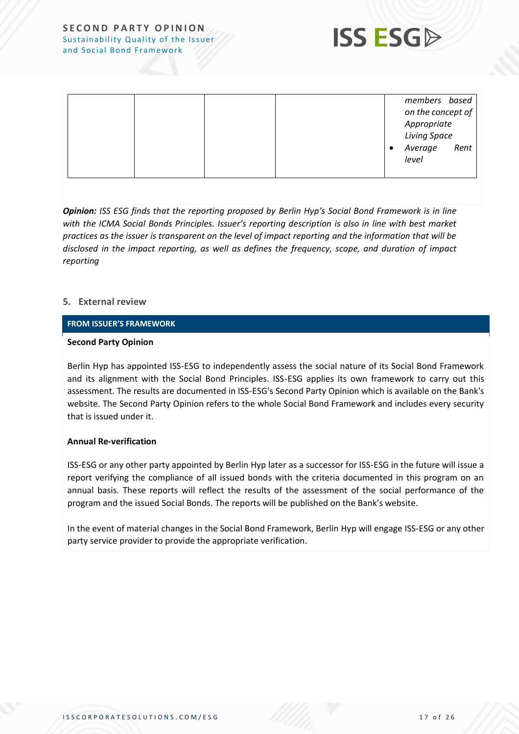| | | | | *members based on the concept of Appropriate Living Space*<br>• *Average Rent level* |
|---|---|---|---|---|

***Opinion:*** *ISS ESG finds that the reporting proposed by Berlin Hyp's Social Bond Framework is in line with the ICMA Social Bonds Principles. Issuer's reporting description is also in line with best market practices as the issuer is transparent on the level of impact reporting and the information that will be disclosed in the impact reporting, as well as defines the frequency, scope, and duration of impact reporting*

## 5. External review

**FROM ISSUER'S FRAMEWORK**

**Second Party Opinion**

Berlin Hyp has appointed ISS-ESG to independently assess the social nature of its Social Bond Framework and its alignment with the Social Bond Principles. ISS-ESG applies its own framework to carry out this assessment. The results are documented in ISS-ESG's Second Party Opinion which is available on the Bank's website. The Second Party Opinion refers to the whole Social Bond Framework and includes every security that is issued under it.

**Annual Re-verification**

ISS-ESG or any other party appointed by Berlin Hyp later as a successor for ISS-ESG in the future will issue a report verifying the compliance of all issued bonds with the criteria documented in this program on an annual basis. These reports will reflect the results of the assessment of the social performance of the program and the issued Social Bonds. The reports will be published on the Bank's website.

In the event of material changes in the Social Bond Framework, Berlin Hyp will engage ISS-ESG or any other party service provider to provide the appropriate verification.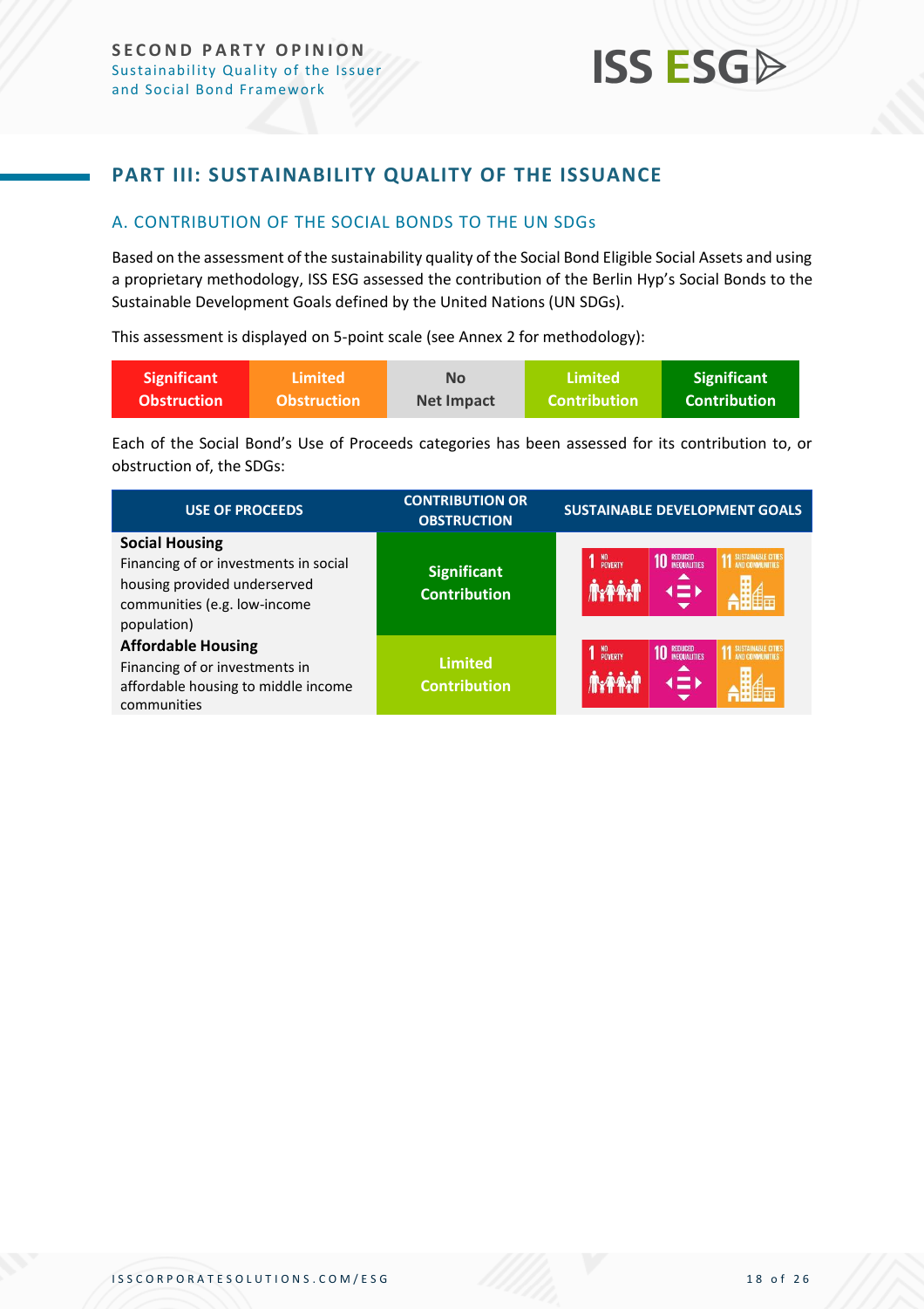## PART III: SUSTAINABILITY QUALITY OF THE ISSUANCE

### A. CONTRIBUTION OF THE SOCIAL BONDS TO THE UN SDGs

Based on the assessment of the sustainability quality of the Social Bond Eligible Social Assets and using a proprietary methodology, ISS ESG assessed the contribution of the Berlin Hyp's Social Bonds to the Sustainable Development Goals defined by the United Nations (UN SDGs).

This assessment is displayed on 5-point scale (see Annex 2 for methodology):

| Significant Obstruction | Limited Obstruction | No Net Impact | Limited Contribution | Significant Contribution |
|---|---|---|---|---|

Each of the Social Bond's Use of Proceeds categories has been assessed for its contribution to, or obstruction of, the SDGs:

| USE OF PROCEEDS | CONTRIBUTION OR OBSTRUCTION | SUSTAINABLE DEVELOPMENT GOALS |
|---|---|---|
| **Social Housing** Financing of or investments in social housing provided underserved communities (e.g. low-income population) | Significant Contribution | 1 No Poverty; 10 Reduced Inequalities; 11 Sustainable Cities and Communities |
| **Affordable Housing** Financing of or investments in affordable housing to middle income communities | Limited Contribution | 1 No Poverty; 10 Reduced Inequalities; 11 Sustainable Cities and Communities |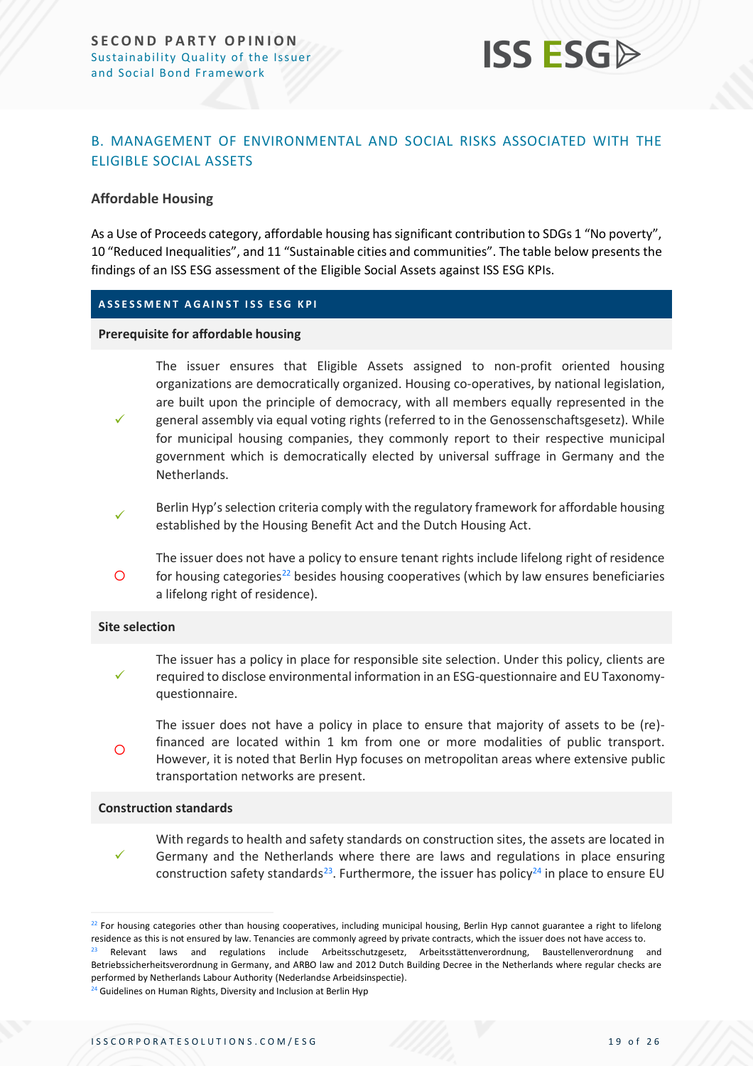## B. MANAGEMENT OF ENVIRONMENTAL AND SOCIAL RISKS ASSOCIATED WITH THE ELIGIBLE SOCIAL ASSETS

### Affordable Housing

As a Use of Proceeds category, affordable housing has significant contribution to SDGs 1 "No poverty", 10 "Reduced Inequalities", and 11 "Sustainable cities and communities". The table below presents the findings of an ISS ESG assessment of the Eligible Social Assets against ISS ESG KPIs.

| ASSESSMENT AGAINST ISS ESG KPI | |
|---|---|
| **Prerequisite for affordable housing** | |
| ✓ | The issuer ensures that Eligible Assets assigned to non-profit oriented housing organizations are democratically organized. Housing co-operatives, by national legislation, are built upon the principle of democracy, with all members equally represented in the general assembly via equal voting rights (referred to in the Genossenschaftsgesetz). While for municipal housing companies, they commonly report to their respective municipal government which is democratically elected by universal suffrage in Germany and the Netherlands. |
| ✓ | Berlin Hyp's selection criteria comply with the regulatory framework for affordable housing established by the Housing Benefit Act and the Dutch Housing Act. |
| O | The issuer does not have a policy to ensure tenant rights include lifelong right of residence for housing categories[22] besides housing cooperatives (which by law ensures beneficiaries a lifelong right of residence). |
| **Site selection** | |
| ✓ | The issuer has a policy in place for responsible site selection. Under this policy, clients are required to disclose environmental information in an ESG-questionnaire and EU Taxonomy-questionnaire. |
| O | The issuer does not have a policy in place to ensure that majority of assets to be (re)-financed are located within 1 km from one or more modalities of public transport. However, it is noted that Berlin Hyp focuses on metropolitan areas where extensive public transportation networks are present. |
| **Construction standards** | |
| ✓ | With regards to health and safety standards on construction sites, the assets are located in Germany and the Netherlands where there are laws and regulations in place ensuring construction safety standards[23]. Furthermore, the issuer has policy[24] in place to ensure EU |

[22] For housing categories other than housing cooperatives, including municipal housing, Berlin Hyp cannot guarantee a right to lifelong residence as this is not ensured by law. Tenancies are commonly agreed by private contracts, which the issuer does not have access to.

[23] Relevant laws and regulations include Arbeitsschutzgesetz, Arbeitsstättenverordnung, Baustellenverordnung and Betriebssicherheitsverordnung in Germany, and ARBO law and 2012 Dutch Building Decree in the Netherlands where regular checks are performed by Netherlands Labour Authority (Nederlandse Arbeidsinspectie).

[24] Guidelines on Human Rights, Diversity and Inclusion at Berlin Hyp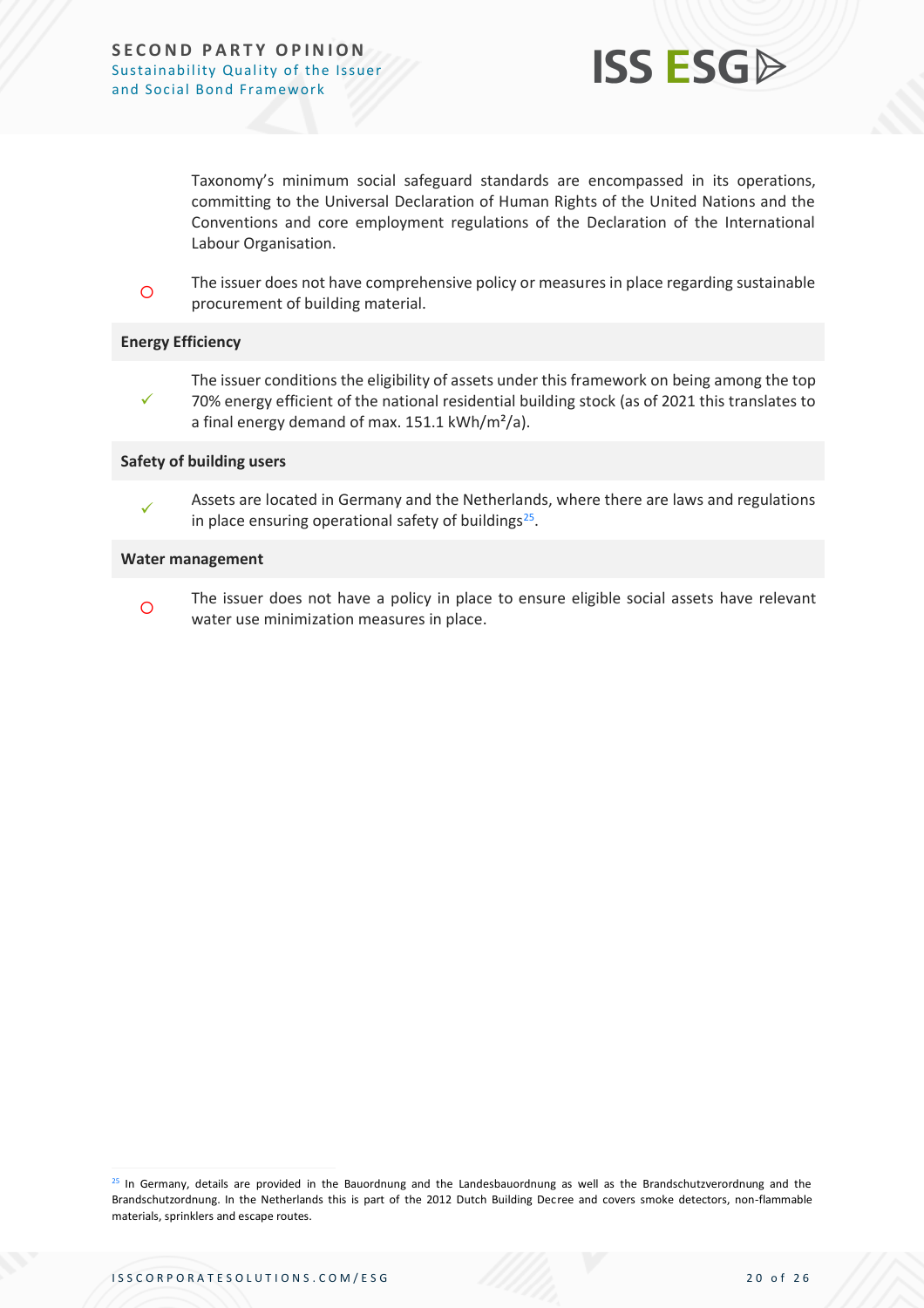Taxonomy's minimum social safeguard standards are encompassed in its operations, committing to the Universal Declaration of Human Rights of the United Nations and the Conventions and core employment regulations of the Declaration of the International Labour Organisation.

○ The issuer does not have comprehensive policy or measures in place regarding sustainable procurement of building material.

**Energy Efficiency**

✓ The issuer conditions the eligibility of assets under this framework on being among the top 70% energy efficient of the national residential building stock (as of 2021 this translates to a final energy demand of max. 151.1 kWh/m²/a).

**Safety of building users**

✓ Assets are located in Germany and the Netherlands, where there are laws and regulations in place ensuring operational safety of buildings[25].

**Water management**

○ The issuer does not have a policy in place to ensure eligible social assets have relevant water use minimization measures in place.

---

[25] In Germany, details are provided in the Bauordnung and the Landesbauordnung as well as the Brandschutzverordnung and the Brandschutzordnung. In the Netherlands this is part of the 2012 Dutch Building Decree and covers smoke detectors, non-flammable materials, sprinklers and escape routes.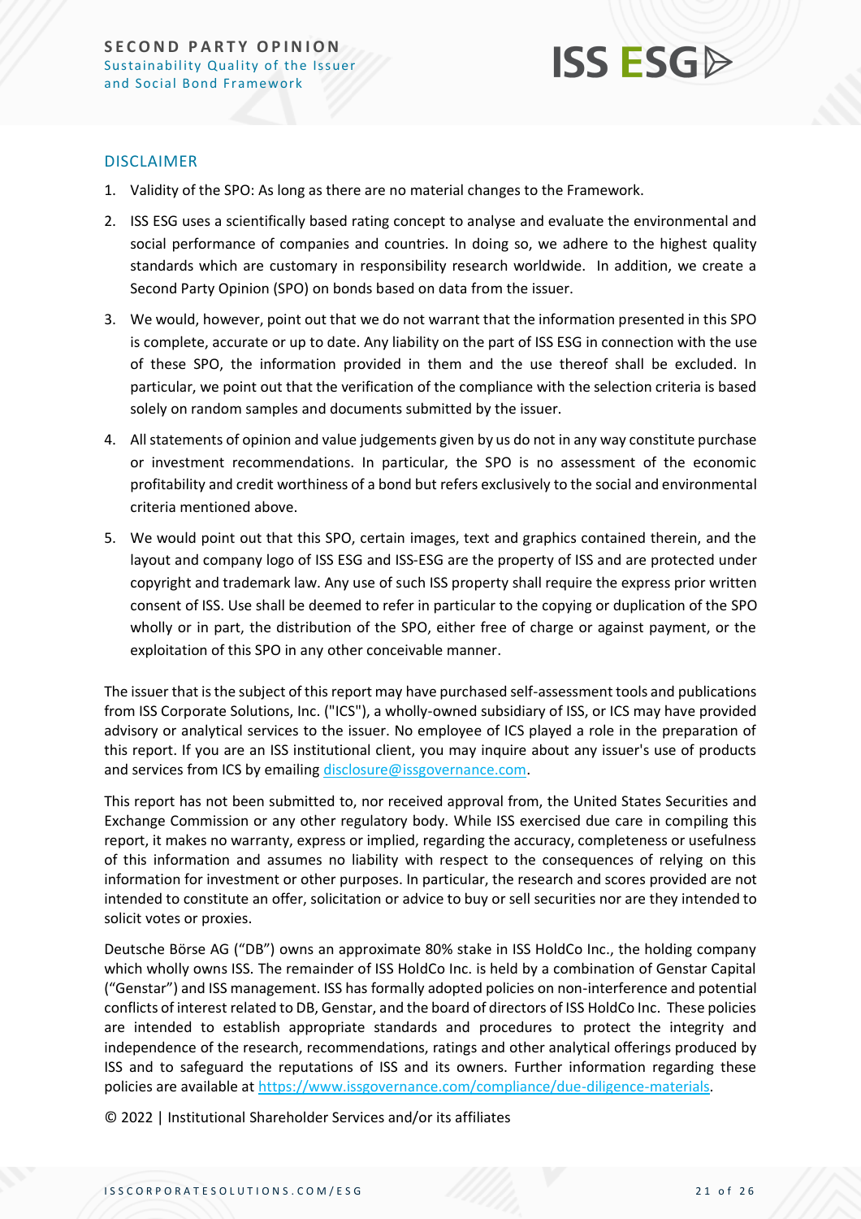## DISCLAIMER

1. Validity of the SPO: As long as there are no material changes to the Framework.
2. ISS ESG uses a scientifically based rating concept to analyse and evaluate the environmental and social performance of companies and countries. In doing so, we adhere to the highest quality standards which are customary in responsibility research worldwide. In addition, we create a Second Party Opinion (SPO) on bonds based on data from the issuer.
3. We would, however, point out that we do not warrant that the information presented in this SPO is complete, accurate or up to date. Any liability on the part of ISS ESG in connection with the use of these SPO, the information provided in them and the use thereof shall be excluded. In particular, we point out that the verification of the compliance with the selection criteria is based solely on random samples and documents submitted by the issuer.
4. All statements of opinion and value judgements given by us do not in any way constitute purchase or investment recommendations. In particular, the SPO is no assessment of the economic profitability and credit worthiness of a bond but refers exclusively to the social and environmental criteria mentioned above.
5. We would point out that this SPO, certain images, text and graphics contained therein, and the layout and company logo of ISS ESG and ISS-ESG are the property of ISS and are protected under copyright and trademark law. Any use of such ISS property shall require the express prior written consent of ISS. Use shall be deemed to refer in particular to the copying or duplication of the SPO wholly or in part, the distribution of the SPO, either free of charge or against payment, or the exploitation of this SPO in any other conceivable manner.

The issuer that is the subject of this report may have purchased self-assessment tools and publications from ISS Corporate Solutions, Inc. ("ICS"), a wholly-owned subsidiary of ISS, or ICS may have provided advisory or analytical services to the issuer. No employee of ICS played a role in the preparation of this report. If you are an ISS institutional client, you may inquire about any issuer's use of products and services from ICS by emailing disclosure@issgovernance.com.

This report has not been submitted to, nor received approval from, the United States Securities and Exchange Commission or any other regulatory body. While ISS exercised due care in compiling this report, it makes no warranty, express or implied, regarding the accuracy, completeness or usefulness of this information and assumes no liability with respect to the consequences of relying on this information for investment or other purposes. In particular, the research and scores provided are not intended to constitute an offer, solicitation or advice to buy or sell securities nor are they intended to solicit votes or proxies.

Deutsche Börse AG ("DB") owns an approximate 80% stake in ISS HoldCo Inc., the holding company which wholly owns ISS. The remainder of ISS HoldCo Inc. is held by a combination of Genstar Capital ("Genstar") and ISS management. ISS has formally adopted policies on non-interference and potential conflicts of interest related to DB, Genstar, and the board of directors of ISS HoldCo Inc. These policies are intended to establish appropriate standards and procedures to protect the integrity and independence of the research, recommendations, ratings and other analytical offerings produced by ISS and to safeguard the reputations of ISS and its owners. Further information regarding these policies are available at https://www.issgovernance.com/compliance/due-diligence-materials.

© 2022 | Institutional Shareholder Services and/or its affiliates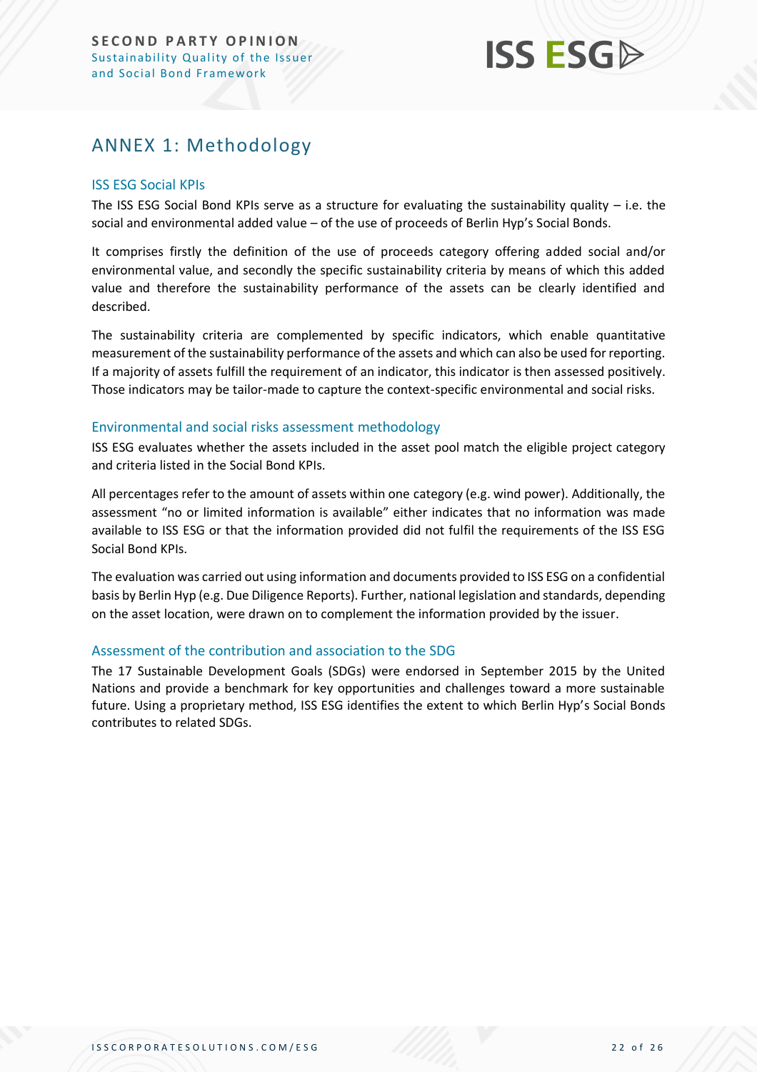# ANNEX 1: Methodology

## ISS ESG Social KPIs

The ISS ESG Social Bond KPIs serve as a structure for evaluating the sustainability quality – i.e. the social and environmental added value – of the use of proceeds of Berlin Hyp's Social Bonds.

It comprises firstly the definition of the use of proceeds category offering added social and/or environmental value, and secondly the specific sustainability criteria by means of which this added value and therefore the sustainability performance of the assets can be clearly identified and described.

The sustainability criteria are complemented by specific indicators, which enable quantitative measurement of the sustainability performance of the assets and which can also be used for reporting. If a majority of assets fulfill the requirement of an indicator, this indicator is then assessed positively. Those indicators may be tailor-made to capture the context-specific environmental and social risks.

## Environmental and social risks assessment methodology

ISS ESG evaluates whether the assets included in the asset pool match the eligible project category and criteria listed in the Social Bond KPIs.

All percentages refer to the amount of assets within one category (e.g. wind power). Additionally, the assessment "no or limited information is available" either indicates that no information was made available to ISS ESG or that the information provided did not fulfil the requirements of the ISS ESG Social Bond KPIs.

The evaluation was carried out using information and documents provided to ISS ESG on a confidential basis by Berlin Hyp (e.g. Due Diligence Reports). Further, national legislation and standards, depending on the asset location, were drawn on to complement the information provided by the issuer.

## Assessment of the contribution and association to the SDG

The 17 Sustainable Development Goals (SDGs) were endorsed in September 2015 by the United Nations and provide a benchmark for key opportunities and challenges toward a more sustainable future. Using a proprietary method, ISS ESG identifies the extent to which Berlin Hyp's Social Bonds contributes to related SDGs.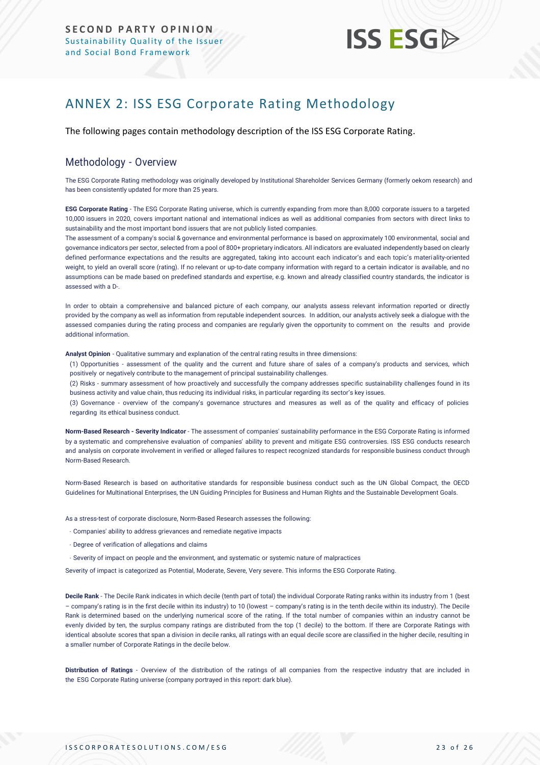# ANNEX 2: ISS ESG Corporate Rating Methodology

The following pages contain methodology description of the ISS ESG Corporate Rating.

## Methodology - Overview

The ESG Corporate Rating methodology was originally developed by Institutional Shareholder Services Germany (formerly oekom research) and has been consistently updated for more than 25 years.

**ESG Corporate Rating** - The ESG Corporate Rating universe, which is currently expanding from more than 8,000 corporate issuers to a targeted 10,000 issuers in 2020, covers important national and international indices as well as additional companies from sectors with direct links to sustainability and the most important bond issuers that are not publicly listed companies.

The assessment of a company's social & governance and environmental performance is based on approximately 100 environmental, social and governance indicators per sector, selected from a pool of 800+ proprietary indicators. All indicators are evaluated independently based on clearly defined performance expectations and the results are aggregated, taking into account each indicator's and each topic's materiality-oriented weight, to yield an overall score (rating). If no relevant or up-to-date company information with regard to a certain indicator is available, and no assumptions can be made based on predefined standards and expertise, e.g. known and already classified country standards, the indicator is assessed with a D-.

In order to obtain a comprehensive and balanced picture of each company, our analysts assess relevant information reported or directly provided by the company as well as information from reputable independent sources. In addition, our analysts actively seek a dialogue with the assessed companies during the rating process and companies are regularly given the opportunity to comment on the results and provide additional information.

**Analyst Opinion** - Qualitative summary and explanation of the central rating results in three dimensions:

(1) Opportunities - assessment of the quality and the current and future share of sales of a company's products and services, which positively or negatively contribute to the management of principal sustainability challenges.

(2) Risks - summary assessment of how proactively and successfully the company addresses specific sustainability challenges found in its business activity and value chain, thus reducing its individual risks, in particular regarding its sector's key issues.

(3) Governance - overview of the company's governance structures and measures as well as of the quality and efficacy of policies regarding its ethical business conduct.

**Norm-Based Research - Severity Indicator** - The assessment of companies' sustainability performance in the ESG Corporate Rating is informed by a systematic and comprehensive evaluation of companies' ability to prevent and mitigate ESG controversies. ISS ESG conducts research and analysis on corporate involvement in verified or alleged failures to respect recognized standards for responsible business conduct through Norm-Based Research.

Norm-Based Research is based on authoritative standards for responsible business conduct such as the UN Global Compact, the OECD Guidelines for Multinational Enterprises, the UN Guiding Principles for Business and Human Rights and the Sustainable Development Goals.

As a stress-test of corporate disclosure, Norm-Based Research assesses the following:

- Companies' ability to address grievances and remediate negative impacts
- Degree of verification of allegations and claims
- Severity of impact on people and the environment, and systematic or systemic nature of malpractices

Severity of impact is categorized as Potential, Moderate, Severe, Very severe. This informs the ESG Corporate Rating.

**Decile Rank** - The Decile Rank indicates in which decile (tenth part of total) the individual Corporate Rating ranks within its industry from 1 (best – company's rating is in the first decile within its industry) to 10 (lowest – company's rating is in the tenth decile within its industry). The Decile Rank is determined based on the underlying numerical score of the rating. If the total number of companies within an industry cannot be evenly divided by ten, the surplus company ratings are distributed from the top (1 decile) to the bottom. If there are Corporate Ratings with identical absolute scores that span a division in decile ranks, all ratings with an equal decile score are classified in the higher decile, resulting in a smaller number of Corporate Ratings in the decile below.

**Distribution of Ratings** - Overview of the distribution of the ratings of all companies from the respective industry that are included in the ESG Corporate Rating universe (company portrayed in this report: dark blue).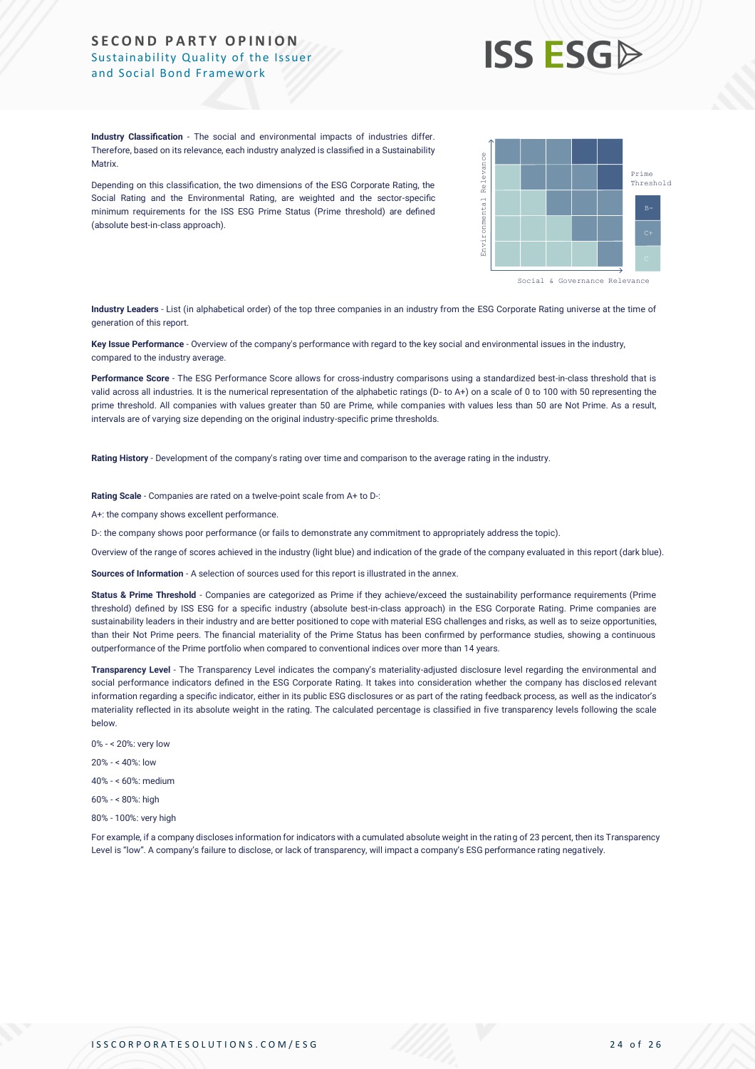**Industry Classification** - The social and environmental impacts of industries differ. Therefore, based on its relevance, each industry analyzed is classified in a Sustainability Matrix.

Depending on this classification, the two dimensions of the ESG Corporate Rating, the Social Rating and the Environmental Rating, are weighted and the sector-specific minimum requirements for the ISS ESG Prime Status (Prime threshold) are defined (absolute best-in-class approach).

**Industry Leaders** - List (in alphabetical order) of the top three companies in an industry from the ESG Corporate Rating universe at the time of generation of this report.

**Key Issue Performance** - Overview of the company's performance with regard to the key social and environmental issues in the industry, compared to the industry average.

**Performance Score** - The ESG Performance Score allows for cross-industry comparisons using a standardized best-in-class threshold that is valid across all industries. It is the numerical representation of the alphabetic ratings (D- to A+) on a scale of 0 to 100 with 50 representing the prime threshold. All companies with values greater than 50 are Prime, while companies with values less than 50 are Not Prime. As a result, intervals are of varying size depending on the original industry-specific prime thresholds.

**Rating History** - Development of the company's rating over time and comparison to the average rating in the industry.

**Rating Scale** - Companies are rated on a twelve-point scale from A+ to D-:

A+: the company shows excellent performance.

D-: the company shows poor performance (or fails to demonstrate any commitment to appropriately address the topic).

Overview of the range of scores achieved in the industry (light blue) and indication of the grade of the company evaluated in this report (dark blue).

**Sources of Information** - A selection of sources used for this report is illustrated in the annex.

**Status & Prime Threshold** - Companies are categorized as Prime if they achieve/exceed the sustainability performance requirements (Prime threshold) defined by ISS ESG for a specific industry (absolute best-in-class approach) in the ESG Corporate Rating. Prime companies are sustainability leaders in their industry and are better positioned to cope with material ESG challenges and risks, as well as to seize opportunities, than their Not Prime peers. The financial materiality of the Prime Status has been confirmed by performance studies, showing a continuous outperformance of the Prime portfolio when compared to conventional indices over more than 14 years.

**Transparency Level** - The Transparency Level indicates the company's materiality-adjusted disclosure level regarding the environmental and social performance indicators defined in the ESG Corporate Rating. It takes into consideration whether the company has disclosed relevant information regarding a specific indicator, either in its public ESG disclosures or as part of the rating feedback process, as well as the indicator's materiality reflected in its absolute weight in the rating. The calculated percentage is classified in five transparency levels following the scale below.

0% - < 20%: very low

20% - < 40%: low

40% - < 60%: medium

60% - < 80%: high

80% - 100%: very high

For example, if a company discloses information for indicators with a cumulated absolute weight in the rating of 23 percent, then its Transparency Level is "low". A company's failure to disclose, or lack of transparency, will impact a company's ESG performance rating negatively.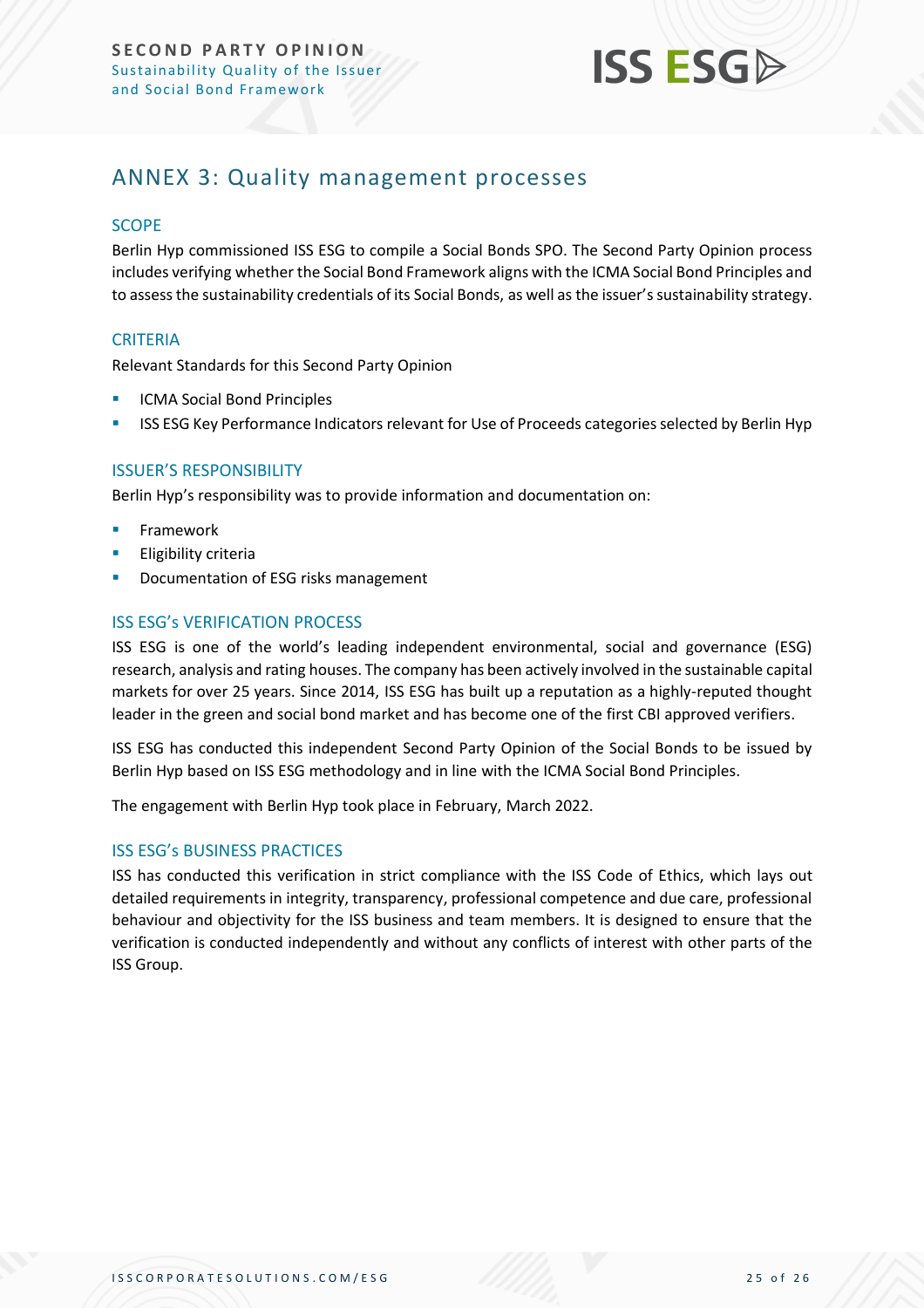## ANNEX 3: Quality management processes

### SCOPE

Berlin Hyp commissioned ISS ESG to compile a Social Bonds SPO. The Second Party Opinion process includes verifying whether the Social Bond Framework aligns with the ICMA Social Principles and to assess the sustainability credentials of its Social Bonds, as well as the issuer's sustainability strategy.

### CRITERIA

Relevant Standards for this Second Party Opinion

- ICMA Social Bond Principles
- ISS ESG Key Performance Indicators relevant for Use of Proceeds categories selected by Berlin Hyp

### ISSUER'S RESPONSIBILITY

Berlin Hyp's responsibility was to provide information and documentation on:

- Framework
- Eligibility criteria
- Documentation of ESG risks management

### ISS ESG's VERIFICATION PROCESS

ISS ESG is one of the world's leading independent environmental, social and governance (ESG) research, analysis and rating houses. The company has been actively involved in the sustainable capital markets for over 25 years. Since 2014, ISS ESG has built up a reputation as a highly-reputed thought leader in the green and social bond market and has become one of the first CBI approved verifiers.

ISS ESG has conducted this independent Second Party Opinion of the Social Bonds to be issued by Berlin Hyp based on ISS ESG methodology and in line with the ICMA Social Bond Principles.

The engagement with Berlin Hyp took place in February, March 2022.

### ISS ESG's BUSINESS PRACTICES

ISS has conducted this verification in strict compliance with the ISS Code of Ethics, which lays out detailed requirements in integrity, transparency, professional competence and due care, professional behaviour and objectivity for the ISS business and team members. It is designed to ensure that the verification is conducted independently and without any conflicts of interest with other parts of the ISS Group.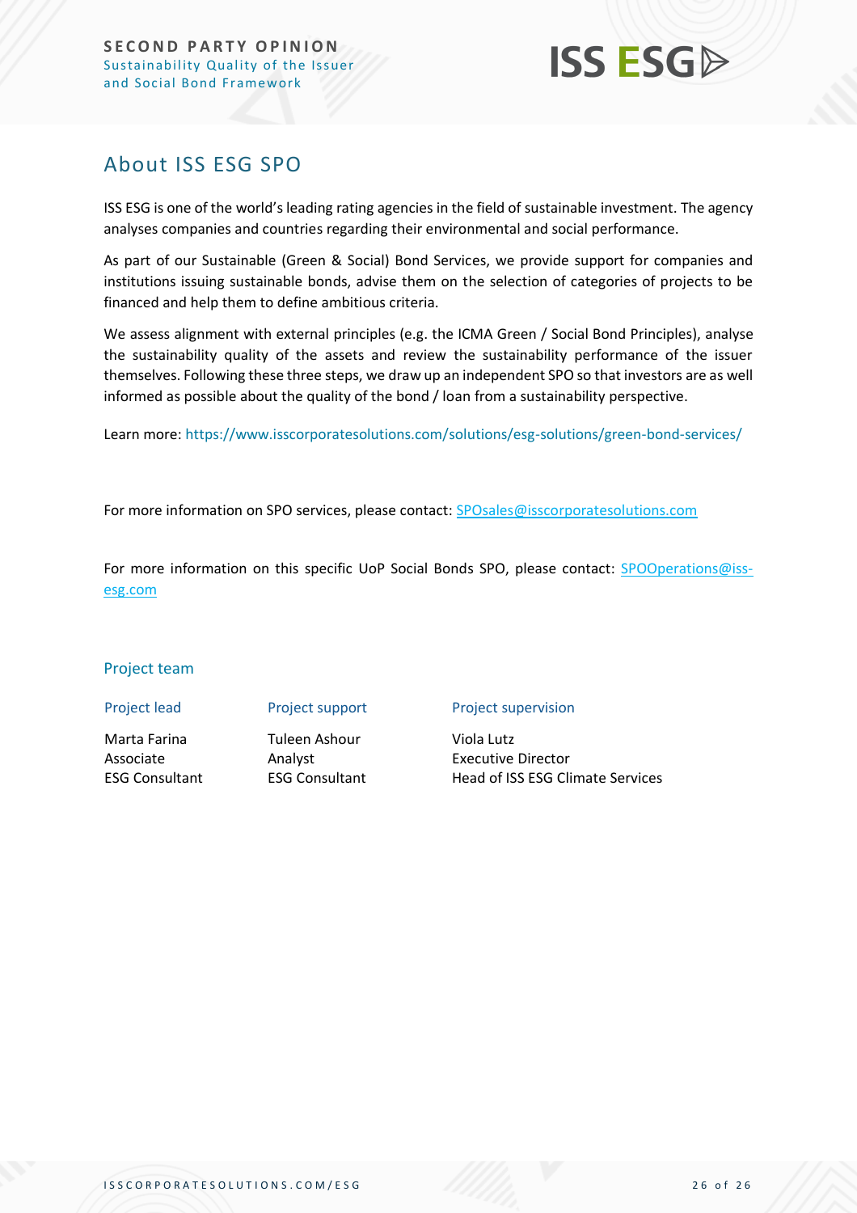## About ISS ESG SPO

ISS ESG is one of the world's leading rating agencies in the field of sustainable investment. The agency analyses companies and countries regarding their environmental and social performance.

As part of our Sustainable (Green & Social) Bond Services, we provide support for companies and institutions issuing sustainable bonds, advise them on the selection of categories of projects to be financed and help them to define ambitious criteria.

We assess alignment with external principles (e.g. the ICMA Green / Social Bond Principles), analyse the sustainability quality of the assets and review the sustainability performance of the issuer themselves. Following these three steps, we draw up an independent SPO so that investors are as well informed as possible about the quality of the bond / loan from a sustainability perspective.

Learn more: https://www.isscorporatesolutions.com/solutions/esg-solutions/green-bond-services/

For more information on SPO services, please contact: SPOsales@isscorporatesolutions.com

For more information on this specific UoP Social Bonds SPO, please contact: SPOOperations@iss-esg.com

### Project team

| Project lead | Project support | Project supervision |
|---|---|---|
| Marta Farina<br>Associate<br>ESG Consultant | Tuleen Ashour<br>Analyst<br>ESG Consultant | Viola Lutz<br>Executive Director<br>Head of ISS ESG Climate Services |